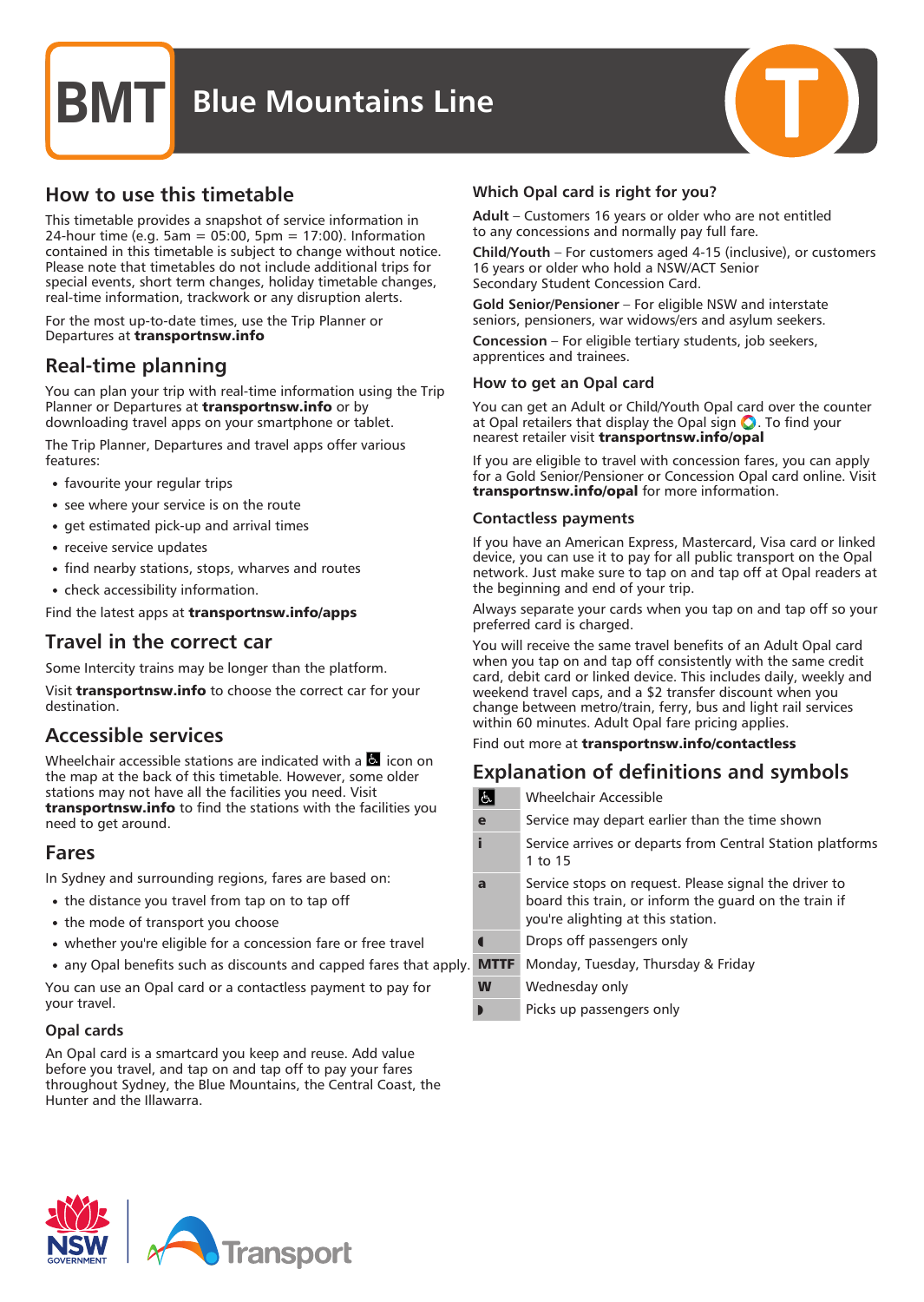# BMT Blue Mountains Line

## How to use this timetable

This timetable provides a snapshot of service information in 24-hour time (e.g. 5am = 05:00, 5pm = 17:00). Information contained in this timetable is subject to change without notice. Please note that timetables do not include additional trips for special events, short term changes, holiday timetable changes, real-time information, trackwork or any disruption alerts.

For the most up-to-date times, use the Trip Planner or Departures at **transportnsw.info**

## Real-time planning

You can plan your trip with real-time information using the Trip Planner or Departures at **transportnsw.info** or by downloading travel apps on your smartphone or tablet.

The Trip Planner, Departures and travel apps offer various features:

- favourite your regular trips
- see where your service is on the route
- get estimated pick-up and arrival times
- receive service updates
- find nearby stations, stops, wharves and routes
- check accessibility information.

Find the latest apps at **transportnsw.info/apps**

## Travel in the correct car

Some Intercity trains may be longer than the platform.

Visit **transportnsw.info** to choose the correct car for your destination.

## Accessible services

Wheelchair accessible stations are indicated with a ♿ icon on the map at the back of this timetable. However, some older stations may not have all the facilities you need. Visit **transportnsw.info** to find the stations with the facilities you need to get around.

## Fares

In Sydney and surrounding regions, fares are based on:

- the distance you travel from tap on to tap off
- the mode of transport you choose
- whether you're eligible for a concession fare or free travel
- any Opal benefits such as discounts and capped fares that apply.

You can use an Opal card or a contactless payment to pay for your travel.

### Opal cards

An Opal card is a smartcard you keep and reuse. Add value before you travel, and tap on and tap off to pay your fares throughout Sydney, the Blue Mountains, the Central Coast, the Hunter and the Illawarra.

### Which Opal card is right for you?

**Adult** – Customers 16 years or older who are not entitled to any concessions and normally pay full fare.

**Child/Youth** – For customers aged 4-15 (inclusive), or customers 16 years or older who hold a NSW/ACT Senior Secondary Student Concession Card.

**Gold Senior/Pensioner** – For eligible NSW and interstate seniors, pensioners, war widows/ers and asylum seekers.

**Concession** – For eligible tertiary students, job seekers, apprentices and trainees.

### How to get an Opal card

You can get an Adult or Child/Youth Opal card over the counter at Opal retailers that display the Opal sign. To find your nearest retailer visit **transportnsw.info/opal**

If you are eligible to travel with concession fares, you can apply for a Gold Senior/Pensioner or Concession Opal card online. Visit **transportnsw.info/opal** for more information.

### Contactless payments

If you have an American Express, Mastercard, Visa card or linked device, you can use it to pay for all public transport on the Opal network. Just make sure to tap on and tap off at Opal readers at the beginning and end of your trip.

Always separate your cards when you tap on and tap off so your preferred card is charged.

You will receive the same travel benefits of an Adult Opal card when you tap on and tap off consistently with the same credit card, debit card or linked device. This includes daily, weekly and weekend travel caps, and a $2 transfer discount when you change between metro/train, ferry, bus and light rail services within 60 minutes. Adult Opal fare pricing applies.

Find out more at **transportnsw.info/contactless**

## Explanation of definitions and symbols

| Symbol | Definition |
|---|---|
| ♿ | Wheelchair Accessible |
| e | Service may depart earlier than the time shown |
| i | Service arrives or departs from Central Station platforms 1 to 15 |
| a | Service stops on request. Please signal the driver to board this train, or inform the guard on the train if you're alighting at this station. |
| ◖ | Drops off passengers only |
| MTTF | Monday, Tuesday, Thursday & Friday |
| W | Wednesday only |
| ◗ | Picks up passengers only |

NSW GOVERNMENT | Transport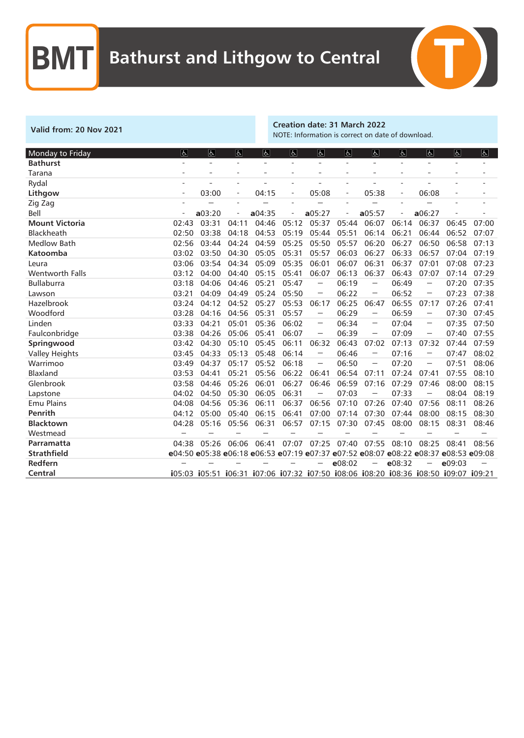# BMT Bathurst and Lithgow to Central

**Valid from: 20 Nov 2021**

**Creation date: 31 March 2022**
NOTE: Information is correct on date of download.

| Monday to Friday | ♿ | ♿ | ♿ | ♿ | ♿ | ♿ | ♿ | ♿ | ♿ | ♿ | ♿ | ♿ |
|---|---|---|---|---|---|---|---|---|---|---|---|---|
| **Bathurst** | - | - | - | - | - | - | - | - | - | - | - | - |
| Tarana | - | - | - | - | - | - | - | - | - | - | - | - |
| Rydal | - | - | - | - | - | - | - | - | - | - | - | - |
| **Lithgow** | - | 03:00 | - | 04:15 | - | 05:08 | - | 05:38 | - | 06:08 | - | - |
| Zig Zag | - | — | - | — | - | — | - | — | - | — | - | - |
| Bell | - | a03:20 | - | a04:35 | - | a05:27 | - | a05:57 | - | a06:27 | - | - |
| **Mount Victoria** | 02:43 | 03:31 | 04:11 | 04:46 | 05:12 | 05:37 | 05:44 | 06:07 | 06:14 | 06:37 | 06:45 | 07:00 |
| Blackheath | 02:50 | 03:38 | 04:18 | 04:53 | 05:19 | 05:44 | 05:51 | 06:14 | 06:21 | 06:44 | 06:52 | 07:07 |
| Medlow Bath | 02:56 | 03:44 | 04:24 | 04:59 | 05:25 | 05:50 | 05:57 | 06:20 | 06:27 | 06:50 | 06:58 | 07:13 |
| **Katoomba** | 03:02 | 03:50 | 04:30 | 05:05 | 05:31 | 05:57 | 06:03 | 06:27 | 06:33 | 06:57 | 07:04 | 07:19 |
| Leura | 03:06 | 03:54 | 04:34 | 05:09 | 05:35 | 06:01 | 06:07 | 06:31 | 06:37 | 07:01 | 07:08 | 07:23 |
| Wentworth Falls | 03:12 | 04:00 | 04:40 | 05:15 | 05:41 | 06:07 | 06:13 | 06:37 | 06:43 | 07:07 | 07:14 | 07:29 |
| Bullaburra | 03:18 | 04:06 | 04:46 | 05:21 | 05:47 | — | 06:19 | — | 06:49 | — | 07:20 | 07:35 |
| Lawson | 03:21 | 04:09 | 04:49 | 05:24 | 05:50 | — | 06:22 | — | 06:52 | — | 07:23 | 07:38 |
| Hazelbrook | 03:24 | 04:12 | 04:52 | 05:27 | 05:53 | 06:17 | 06:25 | 06:47 | 06:55 | 07:17 | 07:26 | 07:41 |
| Woodford | 03:28 | 04:16 | 04:56 | 05:31 | 05:57 | — | 06:29 | — | 06:59 | — | 07:30 | 07:45 |
| Linden | 03:33 | 04:21 | 05:01 | 05:36 | 06:02 | — | 06:34 | — | 07:04 | — | 07:35 | 07:50 |
| Faulconbridge | 03:38 | 04:26 | 05:06 | 05:41 | 06:07 | — | 06:39 | — | 07:09 | — | 07:40 | 07:55 |
| **Springwood** | 03:42 | 04:30 | 05:10 | 05:45 | 06:11 | 06:32 | 06:43 | 07:02 | 07:13 | 07:32 | 07:44 | 07:59 |
| Valley Heights | 03:45 | 04:33 | 05:13 | 05:48 | 06:14 | — | 06:46 | — | 07:16 | — | 07:47 | 08:02 |
| Warrimoo | 03:49 | 04:37 | 05:17 | 05:52 | 06:18 | — | 06:50 | — | 07:20 | — | 07:51 | 08:06 |
| Blaxland | 03:53 | 04:41 | 05:21 | 05:56 | 06:22 | 06:41 | 06:54 | 07:11 | 07:24 | 07:41 | 07:55 | 08:10 |
| Glenbrook | 03:58 | 04:46 | 05:26 | 06:01 | 06:27 | 06:46 | 06:59 | 07:16 | 07:29 | 07:46 | 08:00 | 08:15 |
| Lapstone | 04:02 | 04:50 | 05:30 | 06:05 | 06:31 | — | 07:03 | — | 07:33 | — | 08:04 | 08:19 |
| Emu Plains | 04:08 | 04:56 | 05:36 | 06:11 | 06:37 | 06:56 | 07:10 | 07:26 | 07:40 | 07:56 | 08:11 | 08:26 |
| **Penrith** | 04:12 | 05:00 | 05:40 | 06:15 | 06:41 | 07:00 | 07:14 | 07:30 | 07:44 | 08:00 | 08:15 | 08:30 |
| **Blacktown** | 04:28 | 05:16 | 05:56 | 06:31 | 06:57 | 07:15 | 07:30 | 07:45 | 08:00 | 08:15 | 08:31 | 08:46 |
| Westmead | — | — | — | — | — | — | — | — | — | — | — | — |
| **Parramatta** | 04:38 | 05:26 | 06:06 | 06:41 | 07:07 | 07:25 | 07:40 | 07:55 | 08:10 | 08:25 | 08:41 | 08:56 |
| **Strathfield** | e04:50 | e05:38 | e06:18 | e06:53 | e07:19 | e07:37 | e07:52 | e08:07 | e08:22 | e08:37 | e08:53 | e09:08 |
| **Redfern** | — | — | — | — | — | — | e08:02 | — | e08:32 | — | e09:03 | — |
| **Central** | i05:03 | i05:51 | i06:31 | i07:06 | i07:32 | i07:50 | i08:06 | i08:20 | i08:36 | i08:50 | i09:07 | i09:21 |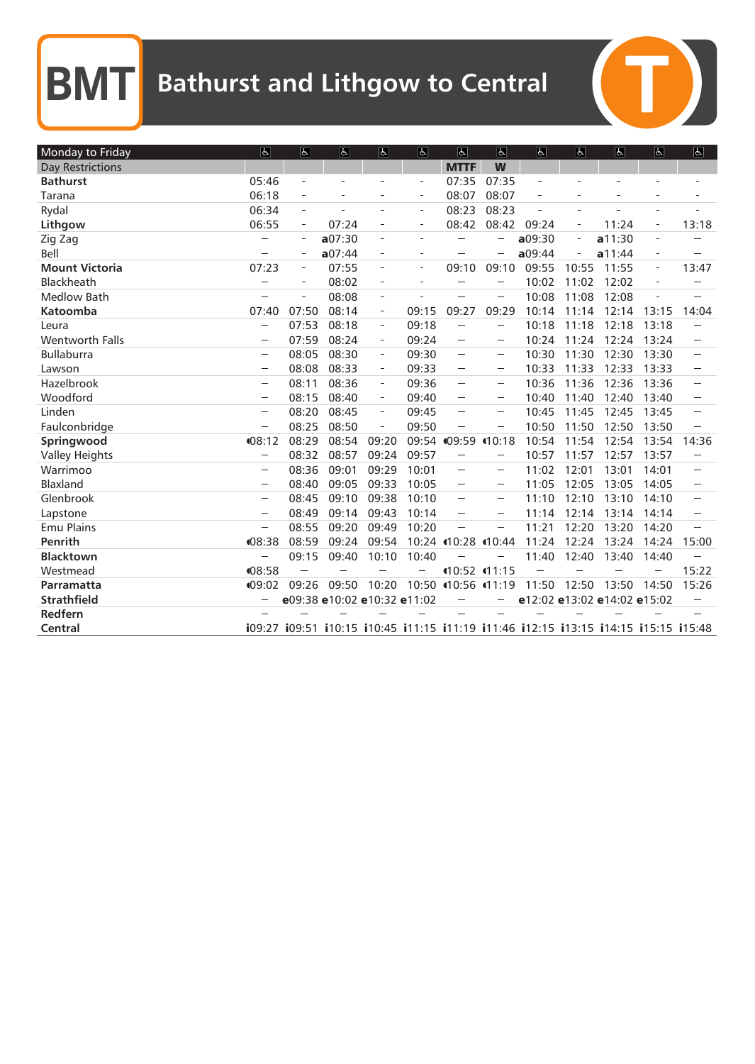# BMT Bathurst and Lithgow to Central

| Monday to Friday | ♿ | ♿ | ♿ | ♿ | ♿ | ♿ | ♿ | ♿ | ♿ | ♿ | ♿ | ♿ |
|---|---|---|---|---|---|---|---|---|---|---|---|---|
| Day Restrictions | | | | | | **MTTF** | **W** | | | | | |
| **Bathurst** | 05:46 | - | - | - | - | 07:35 | 07:35 | - | - | - | - | - |
| Tarana | 06:18 | - | - | - | - | 08:07 | 08:07 | - | - | - | - | - |
| Rydal | 06:34 | - | - | - | - | 08:23 | 08:23 | - | - | - | - | - |
| **Lithgow** | 06:55 | - | 07:24 | - | - | 08:42 | 08:42 | 09:24 | - | 11:24 | - | 13:18 |
| Zig Zag | – | - | a07:30 | - | - | – | – | a09:30 | - | a11:30 | - | – |
| Bell | – | - | a07:44 | - | - | – | – | a09:44 | - | a11:44 | - | – |
| **Mount Victoria** | 07:23 | - | 07:55 | - | - | 09:10 | 09:10 | 09:55 | 10:55 | 11:55 | - | 13:47 |
| Blackheath | – | - | 08:02 | - | - | – | – | 10:02 | 11:02 | 12:02 | - | – |
| Medlow Bath | – | - | 08:08 | - | - | – | – | 10:08 | 11:08 | 12:08 | - | – |
| **Katoomba** | 07:40 | 07:50 | 08:14 | - | 09:15 | 09:27 | 09:29 | 10:14 | 11:14 | 12:14 | 13:15 | 14:04 |
| Leura | – | 07:53 | 08:18 | - | 09:18 | – | – | 10:18 | 11:18 | 12:18 | 13:18 | – |
| Wentworth Falls | – | 07:59 | 08:24 | - | 09:24 | – | – | 10:24 | 11:24 | 12:24 | 13:24 | – |
| Bullaburra | – | 08:05 | 08:30 | - | 09:30 | – | – | 10:30 | 11:30 | 12:30 | 13:30 | – |
| Lawson | – | 08:08 | 08:33 | - | 09:33 | – | – | 10:33 | 11:33 | 12:33 | 13:33 | – |
| Hazelbrook | – | 08:11 | 08:36 | - | 09:36 | – | – | 10:36 | 11:36 | 12:36 | 13:36 | – |
| Woodford | – | 08:15 | 08:40 | - | 09:40 | – | – | 10:40 | 11:40 | 12:40 | 13:40 | – |
| Linden | – | 08:20 | 08:45 | - | 09:45 | – | – | 10:45 | 11:45 | 12:45 | 13:45 | – |
| Faulconbridge | – | 08:25 | 08:50 | - | 09:50 | – | – | 10:50 | 11:50 | 12:50 | 13:50 | – |
| **Springwood** | ◖08:12 | 08:29 | 08:54 | 09:20 | 09:54 | ◖09:59 | ◖10:18 | 10:54 | 11:54 | 12:54 | 13:54 | 14:36 |
| Valley Heights | – | 08:32 | 08:57 | 09:24 | 09:57 | – | – | 10:57 | 11:57 | 12:57 | 13:57 | – |
| Warrimoo | – | 08:36 | 09:01 | 09:29 | 10:01 | – | – | 11:02 | 12:01 | 13:01 | 14:01 | – |
| Blaxland | – | 08:40 | 09:05 | 09:33 | 10:05 | – | – | 11:05 | 12:05 | 13:05 | 14:05 | – |
| Glenbrook | – | 08:45 | 09:10 | 09:38 | 10:10 | – | – | 11:10 | 12:10 | 13:10 | 14:10 | – |
| Lapstone | – | 08:49 | 09:14 | 09:43 | 10:14 | – | – | 11:14 | 12:14 | 13:14 | 14:14 | – |
| Emu Plains | – | 08:55 | 09:20 | 09:49 | 10:20 | – | – | 11:21 | 12:20 | 13:20 | 14:20 | – |
| **Penrith** | ◖08:38 | 08:59 | 09:24 | 09:54 | 10:24 | ◖10:28 | ◖10:44 | 11:24 | 12:24 | 13:24 | 14:24 | 15:00 |
| **Blacktown** | – | 09:15 | 09:40 | 10:10 | 10:40 | – | – | 11:40 | 12:40 | 13:40 | 14:40 | – |
| Westmead | ◖08:58 | – | – | – | – | ◖10:52 | ◖11:15 | – | – | – | – | 15:22 |
| **Parramatta** | ◖09:02 | 09:26 | 09:50 | 10:20 | 10:50 | ◖10:56 | ◖11:19 | 11:50 | 12:50 | 13:50 | 14:50 | 15:26 |
| **Strathfield** | – | e09:38 | e10:02 | e10:32 | e11:02 | – | – | e12:02 | e13:02 | e14:02 | e15:02 | – |
| **Redfern** | – | – | – | – | – | – | – | – | – | – | – | – |
| **Central** | i09:27 | i09:51 | i10:15 | i10:45 | i11:15 | i11:19 | i11:46 | i12:15 | i13:15 | i14:15 | i15:15 | i15:48 |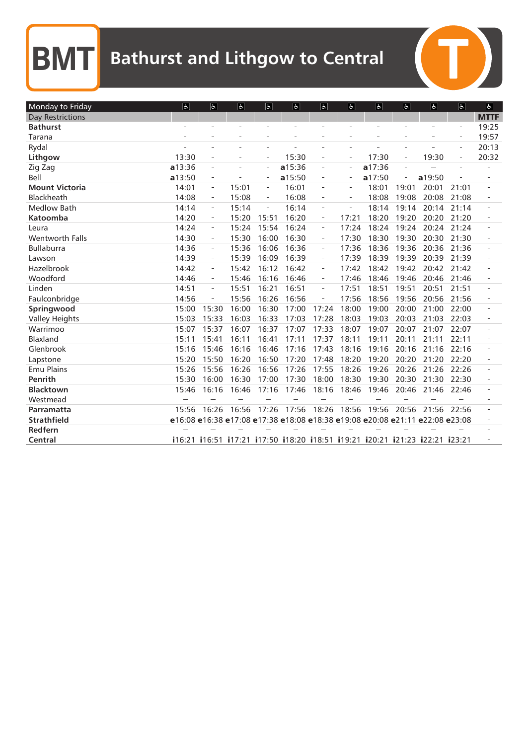# BMT Bathurst and Lithgow to Central

| Monday to Friday | ♿ | ♿ | ♿ | ♿ | ♿ | ♿ | ♿ | ♿ | ♿ | ♿ | ♿ | ♿ |
|---|---|---|---|---|---|---|---|---|---|---|---|---|
| Day Restrictions | | | | | | | | | | | | **MTTF** |
| **Bathurst** | - | - | - | - | - | - | - | - | - | - | - | 19:25 |
| Tarana | - | - | - | - | - | - | - | - | - | - | - | 19:57 |
| Rydal | - | - | - | - | - | - | - | - | - | - | - | 20:13 |
| **Lithgow** | 13:30 | - | - | - | 15:30 | - | - | 17:30 | - | 19:30 | - | 20:32 |
| Zig Zag | **a**13:36 | - | - | - | **a**15:36 | - | - | **a**17:36 | - | – | - | - |
| Bell | **a**13:50 | - | - | - | **a**15:50 | - | - | **a**17:50 | - | **a**19:50 | - | - |
| **Mount Victoria** | 14:01 | - | 15:01 | - | 16:01 | - | - | 18:01 | 19:01 | 20:01 | 21:01 | - |
| Blackheath | 14:08 | - | 15:08 | - | 16:08 | - | - | 18:08 | 19:08 | 20:08 | 21:08 | - |
| Medlow Bath | 14:14 | - | 15:14 | - | 16:14 | - | - | 18:14 | 19:14 | 20:14 | 21:14 | - |
| **Katoomba** | 14:20 | - | 15:20 | 15:51 | 16:20 | - | 17:21 | 18:20 | 19:20 | 20:20 | 21:20 | - |
| Leura | 14:24 | - | 15:24 | 15:54 | 16:24 | - | 17:24 | 18:24 | 19:24 | 20:24 | 21:24 | - |
| Wentworth Falls | 14:30 | - | 15:30 | 16:00 | 16:30 | - | 17:30 | 18:30 | 19:30 | 20:30 | 21:30 | - |
| Bullaburra | 14:36 | - | 15:36 | 16:06 | 16:36 | - | 17:36 | 18:36 | 19:36 | 20:36 | 21:36 | - |
| Lawson | 14:39 | - | 15:39 | 16:09 | 16:39 | - | 17:39 | 18:39 | 19:39 | 20:39 | 21:39 | - |
| Hazelbrook | 14:42 | - | 15:42 | 16:12 | 16:42 | - | 17:42 | 18:42 | 19:42 | 20:42 | 21:42 | - |
| Woodford | 14:46 | - | 15:46 | 16:16 | 16:46 | - | 17:46 | 18:46 | 19:46 | 20:46 | 21:46 | - |
| Linden | 14:51 | - | 15:51 | 16:21 | 16:51 | - | 17:51 | 18:51 | 19:51 | 20:51 | 21:51 | - |
| Faulconbridge | 14:56 | - | 15:56 | 16:26 | 16:56 | - | 17:56 | 18:56 | 19:56 | 20:56 | 21:56 | - |
| **Springwood** | 15:00 | 15:30 | 16:00 | 16:30 | 17:00 | 17:24 | 18:00 | 19:00 | 20:00 | 21:00 | 22:00 | - |
| Valley Heights | 15:03 | 15:33 | 16:03 | 16:33 | 17:03 | 17:28 | 18:03 | 19:03 | 20:03 | 21:03 | 22:03 | - |
| Warrimoo | 15:07 | 15:37 | 16:07 | 16:37 | 17:07 | 17:33 | 18:07 | 19:07 | 20:07 | 21:07 | 22:07 | - |
| Blaxland | 15:11 | 15:41 | 16:11 | 16:41 | 17:11 | 17:37 | 18:11 | 19:11 | 20:11 | 21:11 | 22:11 | - |
| Glenbrook | 15:16 | 15:46 | 16:16 | 16:46 | 17:16 | 17:43 | 18:16 | 19:16 | 20:16 | 21:16 | 22:16 | - |
| Lapstone | 15:20 | 15:50 | 16:20 | 16:50 | 17:20 | 17:48 | 18:20 | 19:20 | 20:20 | 21:20 | 22:20 | - |
| Emu Plains | 15:26 | 15:56 | 16:26 | 16:56 | 17:26 | 17:55 | 18:26 | 19:26 | 20:26 | 21:26 | 22:26 | - |
| **Penrith** | 15:30 | 16:00 | 16:30 | 17:00 | 17:30 | 18:00 | 18:30 | 19:30 | 20:30 | 21:30 | 22:30 | - |
| **Blacktown** | 15:46 | 16:16 | 16:46 | 17:16 | 17:46 | 18:16 | 18:46 | 19:46 | 20:46 | 21:46 | 22:46 | - |
| Westmead | – | – | – | – | – | – | – | – | – | – | – | - |
| **Parramatta** | 15:56 | 16:26 | 16:56 | 17:26 | 17:56 | 18:26 | 18:56 | 19:56 | 20:56 | 21:56 | 22:56 | - |
| **Strathfield** | **e**16:08 | **e**16:38 | **e**17:08 | **e**17:38 | **e**18:08 | **e**18:38 | **e**19:08 | **e**20:08 | **e**21:11 | **e**22:08 | **e**23:08 | - |
| **Redfern** | – | – | – | – | – | – | – | – | – | – | – | - |
| **Central** | **i**16:21 | **i**16:51 | **i**17:21 | **i**17:50 | **i**18:20 | **i**18:51 | **i**19:21 | **i**20:21 | **i**21:23 | **i**22:21 | **i**23:21 | - |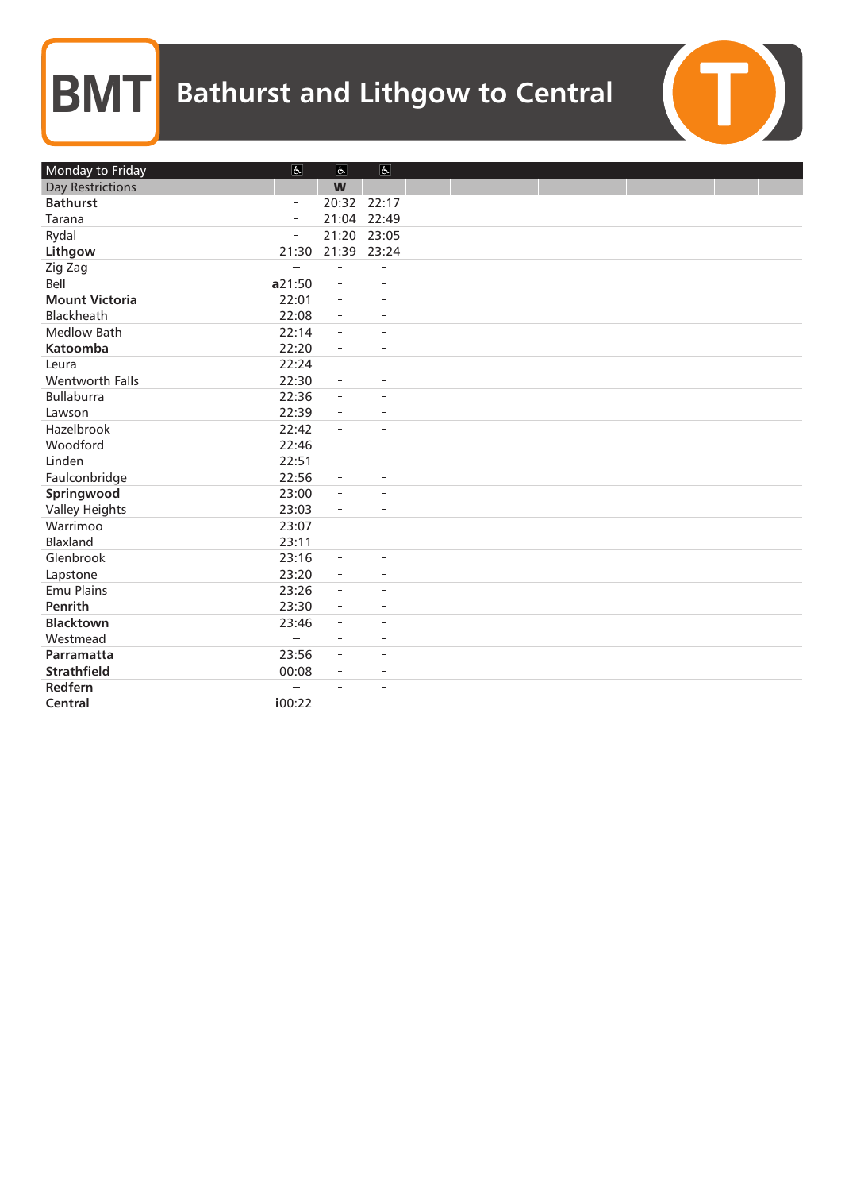# BMT Bathurst and Lithgow to Central

| Monday to Friday | ♿ | ♿ | ♿ |
|---|---|---|---|
| Day Restrictions | | W | |
| **Bathurst** | - | 20:32 | 22:17 |
| Tarana | - | 21:04 | 22:49 |
| Rydal | - | 21:20 | 23:05 |
| **Lithgow** | 21:30 | 21:39 | 23:24 |
| Zig Zag | – | - | - |
| Bell | **a**21:50 | - | - |
| **Mount Victoria** | 22:01 | - | - |
| Blackheath | 22:08 | - | - |
| Medlow Bath | 22:14 | - | - |
| **Katoomba** | 22:20 | - | - |
| Leura | 22:24 | - | - |
| Wentworth Falls | 22:30 | - | - |
| Bullaburra | 22:36 | - | - |
| Lawson | 22:39 | - | - |
| Hazelbrook | 22:42 | - | - |
| Woodford | 22:46 | - | - |
| Linden | 22:51 | - | - |
| Faulconbridge | 22:56 | - | - |
| **Springwood** | 23:00 | - | - |
| Valley Heights | 23:03 | - | - |
| Warrimoo | 23:07 | - | - |
| Blaxland | 23:11 | - | - |
| Glenbrook | 23:16 | - | - |
| Lapstone | 23:20 | - | - |
| Emu Plains | 23:26 | - | - |
| **Penrith** | 23:30 | - | - |
| **Blacktown** | 23:46 | - | - |
| Westmead | – | - | - |
| **Parramatta** | 23:56 | - | - |
| **Strathfield** | 00:08 | - | - |
| **Redfern** | – | - | - |
| **Central** | **i**00:22 | - | - |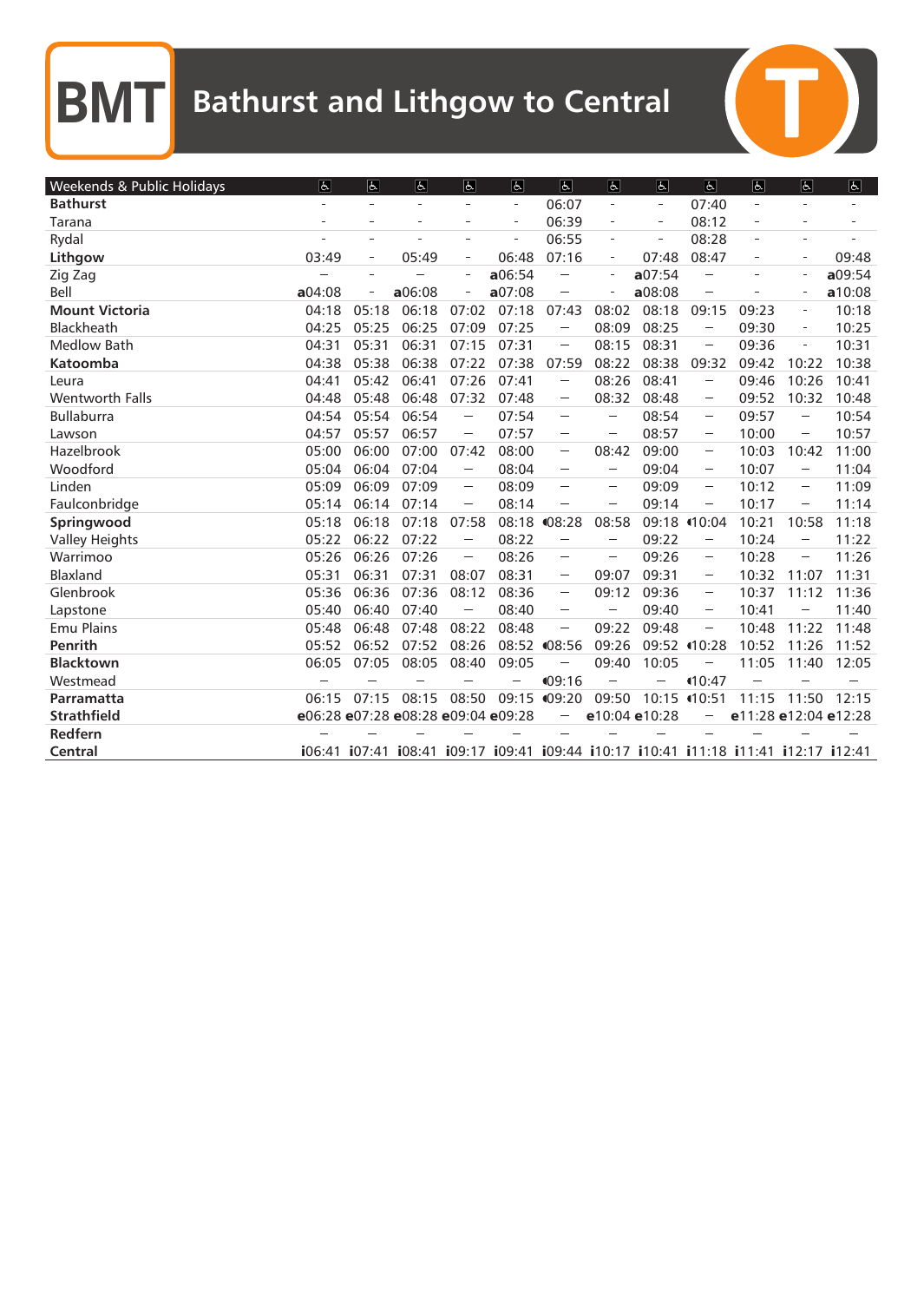# BMT Bathurst and Lithgow to Central

| Weekends & Public Holidays | ♿ | ♿ | ♿ | ♿ | ♿ | ♿ | ♿ | ♿ | ♿ | ♿ | ♿ | ♿ |
|---|---|---|---|---|---|---|---|---|---|---|---|---|
| **Bathurst** | - | - | - | - | - | 06:07 | - | - | 07:40 | - | - | - |
| Tarana | - | - | - | - | - | 06:39 | - | - | 08:12 | - | - | - |
| Rydal | - | - | - | - | - | 06:55 | - | - | 08:28 | - | - | - |
| **Lithgow** | 03:49 | - | 05:49 | - | 06:48 | 07:16 | - | 07:48 | 08:47 | - | - | 09:48 |
| Zig Zag | – | - | – | - | a06:54 | – | - | a07:54 | – | - | - | a09:54 |
| Bell | a04:08 | - | a06:08 | - | a07:08 | – | - | a08:08 | – | - | - | a10:08 |
| **Mount Victoria** | 04:18 | 05:18 | 06:18 | 07:02 | 07:18 | 07:43 | 08:02 | 08:18 | 09:15 | 09:23 | - | 10:18 |
| Blackheath | 04:25 | 05:25 | 06:25 | 07:09 | 07:25 | – | 08:09 | 08:25 | – | 09:30 | - | 10:25 |
| Medlow Bath | 04:31 | 05:31 | 06:31 | 07:15 | 07:31 | – | 08:15 | 08:31 | – | 09:36 | - | 10:31 |
| **Katoomba** | 04:38 | 05:38 | 06:38 | 07:22 | 07:38 | 07:59 | 08:22 | 08:38 | 09:32 | 09:42 | 10:22 | 10:38 |
| Leura | 04:41 | 05:42 | 06:41 | 07:26 | 07:41 | – | 08:26 | 08:41 | – | 09:46 | 10:26 | 10:41 |
| Wentworth Falls | 04:48 | 05:48 | 06:48 | 07:32 | 07:48 | – | 08:32 | 08:48 | – | 09:52 | 10:32 | 10:48 |
| Bullaburra | 04:54 | 05:54 | 06:54 | – | 07:54 | – | – | 08:54 | – | 09:57 | – | 10:54 |
| Lawson | 04:57 | 05:57 | 06:57 | – | 07:57 | – | – | 08:57 | – | 10:00 | – | 10:57 |
| Hazelbrook | 05:00 | 06:00 | 07:00 | 07:42 | 08:00 | – | 08:42 | 09:00 | – | 10:03 | 10:42 | 11:00 |
| Woodford | 05:04 | 06:04 | 07:04 | – | 08:04 | – | – | 09:04 | – | 10:07 | – | 11:04 |
| Linden | 05:09 | 06:09 | 07:09 | – | 08:09 | – | – | 09:09 | – | 10:12 | – | 11:09 |
| Faulconbridge | 05:14 | 06:14 | 07:14 | – | 08:14 | – | – | 09:14 | – | 10:17 | – | 11:14 |
| **Springwood** | 05:18 | 06:18 | 07:18 | 07:58 | 08:18 | ◖08:28 | 08:58 | 09:18 | ◖10:04 | 10:21 | 10:58 | 11:18 |
| Valley Heights | 05:22 | 06:22 | 07:22 | – | 08:22 | – | – | 09:22 | – | 10:24 | – | 11:22 |
| Warrimoo | 05:26 | 06:26 | 07:26 | – | 08:26 | – | – | 09:26 | – | 10:28 | – | 11:26 |
| Blaxland | 05:31 | 06:31 | 07:31 | 08:07 | 08:31 | – | 09:07 | 09:31 | – | 10:32 | 11:07 | 11:31 |
| Glenbrook | 05:36 | 06:36 | 07:36 | 08:12 | 08:36 | – | 09:12 | 09:36 | – | 10:37 | 11:12 | 11:36 |
| Lapstone | 05:40 | 06:40 | 07:40 | – | 08:40 | – | – | 09:40 | – | 10:41 | – | 11:40 |
| Emu Plains | 05:48 | 06:48 | 07:48 | 08:22 | 08:48 | – | 09:22 | 09:48 | – | 10:48 | 11:22 | 11:48 |
| **Penrith** | 05:52 | 06:52 | 07:52 | 08:26 | 08:52 | ◖08:56 | 09:26 | 09:52 | ◖10:28 | 10:52 | 11:26 | 11:52 |
| **Blacktown** | 06:05 | 07:05 | 08:05 | 08:40 | 09:05 | – | 09:40 | 10:05 | – | 11:05 | 11:40 | 12:05 |
| Westmead | – | – | – | – | – | ◖09:16 | – | – | ◖10:47 | – | – | – |
| **Parramatta** | 06:15 | 07:15 | 08:15 | 08:50 | 09:15 | ◖09:20 | 09:50 | 10:15 | ◖10:51 | 11:15 | 11:50 | 12:15 |
| **Strathfield** | e06:28 | e07:28 | e08:28 | e09:04 | e09:28 | – | e10:04 | e10:28 | – | e11:28 | e12:04 | e12:28 |
| **Redfern** | – | – | – | – | – | – | – | – | – | – | – | – |
| **Central** | i06:41 | i07:41 | i08:41 | i09:17 | i09:41 | i09:44 | i10:17 | i10:41 | i11:18 | i11:41 | i12:17 | i12:41 |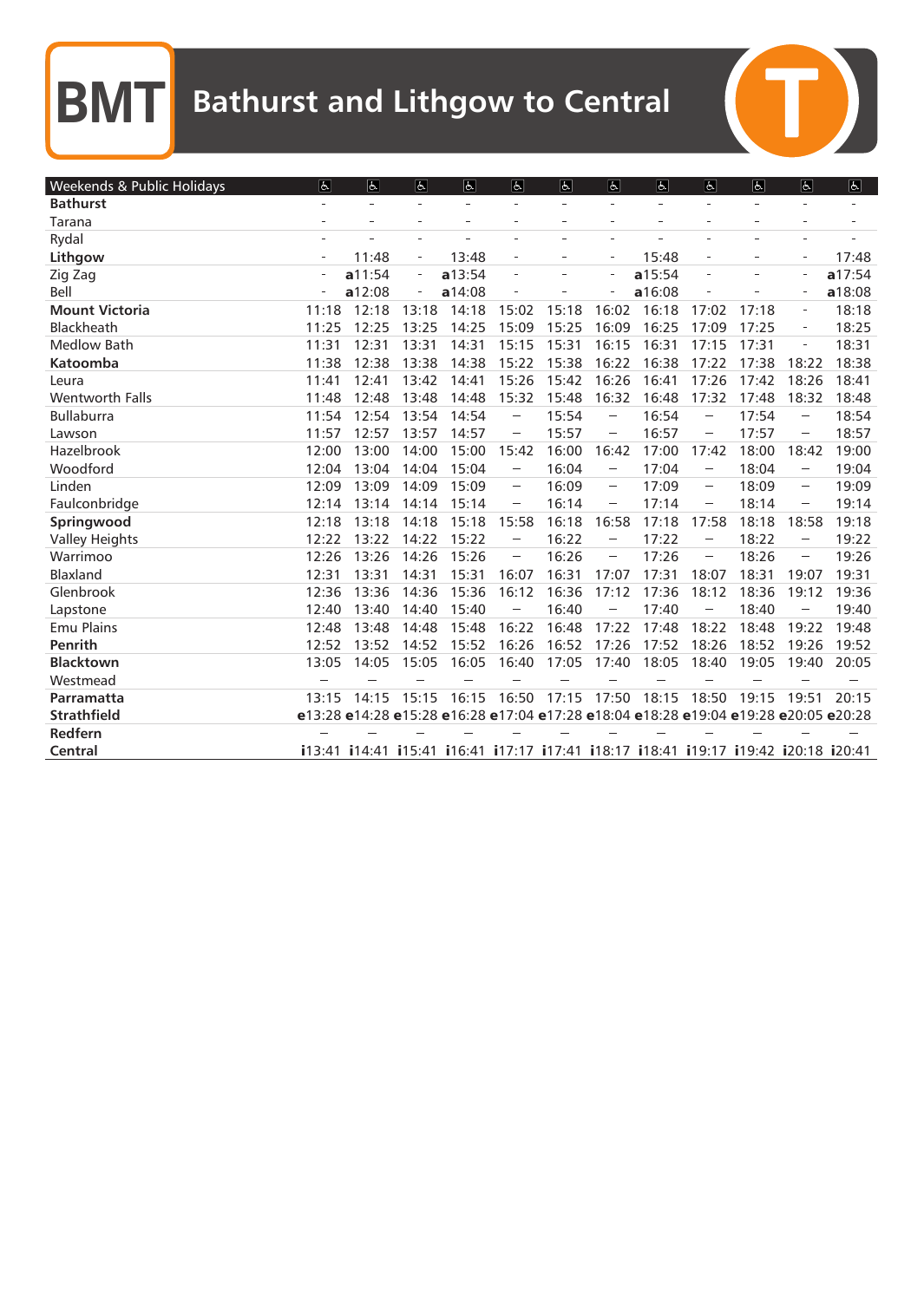# BMT Bathurst and Lithgow to Central

| Weekends & Public Holidays | ♿ | ♿ | ♿ | ♿ | ♿ | ♿ | ♿ | ♿ | ♿ | ♿ | ♿ | ♿ |
|---|---|---|---|---|---|---|---|---|---|---|---|---|
| **Bathurst** | - | - | - | - | - | - | - | - | - | - | - | - |
| Tarana | - | - | - | - | - | - | - | - | - | - | - | - |
| Rydal | - | - | - | - | - | - | - | - | - | - | - | - |
| **Lithgow** | - | 11:48 | - | 13:48 | - | - | - | 15:48 | - | - | - | 17:48 |
| Zig Zag | - | a11:54 | - | a13:54 | - | - | - | a15:54 | - | - | - | a17:54 |
| Bell | - | a12:08 | - | a14:08 | - | - | - | a16:08 | - | - | - | a18:08 |
| **Mount Victoria** | 11:18 | 12:18 | 13:18 | 14:18 | 15:02 | 15:18 | 16:02 | 16:18 | 17:02 | 17:18 | - | 18:18 |
| Blackheath | 11:25 | 12:25 | 13:25 | 14:25 | 15:09 | 15:25 | 16:09 | 16:25 | 17:09 | 17:25 | - | 18:25 |
| Medlow Bath | 11:31 | 12:31 | 13:31 | 14:31 | 15:15 | 15:31 | 16:15 | 16:31 | 17:15 | 17:31 | - | 18:31 |
| **Katoomba** | 11:38 | 12:38 | 13:38 | 14:38 | 15:22 | 15:38 | 16:22 | 16:38 | 17:22 | 17:38 | 18:22 | 18:38 |
| Leura | 11:41 | 12:41 | 13:42 | 14:41 | 15:26 | 15:42 | 16:26 | 16:41 | 17:26 | 17:42 | 18:26 | 18:41 |
| Wentworth Falls | 11:48 | 12:48 | 13:48 | 14:48 | 15:32 | 15:48 | 16:32 | 16:48 | 17:32 | 17:48 | 18:32 | 18:48 |
| Bullaburra | 11:54 | 12:54 | 13:54 | 14:54 | – | 15:54 | – | 16:54 | – | 17:54 | – | 18:54 |
| Lawson | 11:57 | 12:57 | 13:57 | 14:57 | – | 15:57 | – | 16:57 | – | 17:57 | – | 18:57 |
| Hazelbrook | 12:00 | 13:00 | 14:00 | 15:00 | 15:42 | 16:00 | 16:42 | 17:00 | 17:42 | 18:00 | 18:42 | 19:00 |
| Woodford | 12:04 | 13:04 | 14:04 | 15:04 | – | 16:04 | – | 17:04 | – | 18:04 | – | 19:04 |
| Linden | 12:09 | 13:09 | 14:09 | 15:09 | – | 16:09 | – | 17:09 | – | 18:09 | – | 19:09 |
| Faulconbridge | 12:14 | 13:14 | 14:14 | 15:14 | – | 16:14 | – | 17:14 | – | 18:14 | – | 19:14 |
| **Springwood** | 12:18 | 13:18 | 14:18 | 15:18 | 15:58 | 16:18 | 16:58 | 17:18 | 17:58 | 18:18 | 18:58 | 19:18 |
| Valley Heights | 12:22 | 13:22 | 14:22 | 15:22 | – | 16:22 | – | 17:22 | – | 18:22 | – | 19:22 |
| Warrimoo | 12:26 | 13:26 | 14:26 | 15:26 | – | 16:26 | – | 17:26 | – | 18:26 | – | 19:26 |
| Blaxland | 12:31 | 13:31 | 14:31 | 15:31 | 16:07 | 16:31 | 17:07 | 17:31 | 18:07 | 18:31 | 19:07 | 19:31 |
| Glenbrook | 12:36 | 13:36 | 14:36 | 15:36 | 16:12 | 16:36 | 17:12 | 17:36 | 18:12 | 18:36 | 19:12 | 19:36 |
| Lapstone | 12:40 | 13:40 | 14:40 | 15:40 | – | 16:40 | – | 17:40 | – | 18:40 | – | 19:40 |
| Emu Plains | 12:48 | 13:48 | 14:48 | 15:48 | 16:22 | 16:48 | 17:22 | 17:48 | 18:22 | 18:48 | 19:22 | 19:48 |
| **Penrith** | 12:52 | 13:52 | 14:52 | 15:52 | 16:26 | 16:52 | 17:26 | 17:52 | 18:26 | 18:52 | 19:26 | 19:52 |
| **Blacktown** | 13:05 | 14:05 | 15:05 | 16:05 | 16:40 | 17:05 | 17:40 | 18:05 | 18:40 | 19:05 | 19:40 | 20:05 |
| Westmead | – | – | – | – | – | – | – | – | – | – | – | – |
| **Parramatta** | 13:15 | 14:15 | 15:15 | 16:15 | 16:50 | 17:15 | 17:50 | 18:15 | 18:50 | 19:15 | 19:51 | 20:15 |
| **Strathfield** | e13:28 | e14:28 | e15:28 | e16:28 | e17:04 | e17:28 | e18:04 | e18:28 | e19:04 | e19:28 | e20:05 | e20:28 |
| **Redfern** | – | – | – | – | – | – | – | – | – | – | – | – |
| **Central** | i13:41 | i14:41 | i15:41 | i16:41 | i17:17 | i17:41 | i18:17 | i18:41 | i19:17 | i19:42 | i20:18 | i20:41 |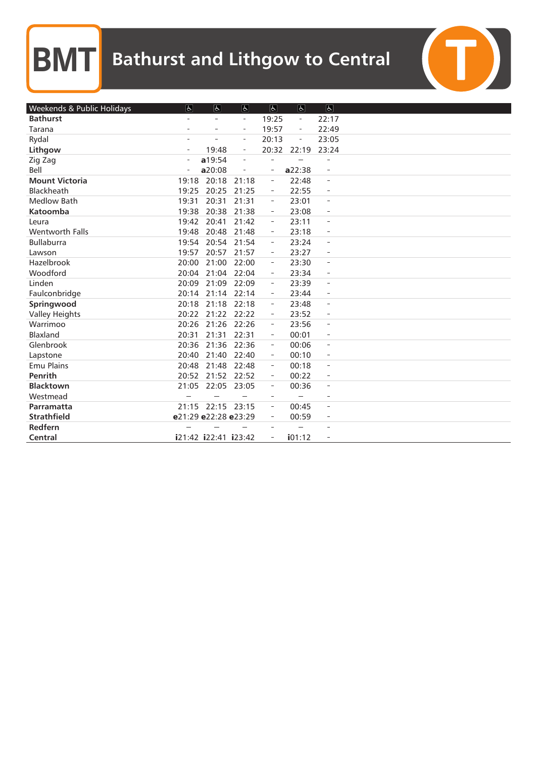# BMT Bathurst and Lithgow to Central

| Weekends & Public Holidays | ♿ | ♿ | ♿ | ♿ | ♿ | ♿ |
|---|---|---|---|---|---|---|
| **Bathurst** | - | - | - | 19:25 | - | 22:17 |
| Tarana | - | - | - | 19:57 | - | 22:49 |
| Rydal | - | - | - | 20:13 | - | 23:05 |
| **Lithgow** | - | 19:48 | - | 20:32 | 22:19 | 23:24 |
| Zig Zag | - | **a**19:54 | - | - | – | - |
| Bell | - | **a**20:08 | - | - | **a**22:38 | - |
| **Mount Victoria** | 19:18 | 20:18 | 21:18 | - | 22:48 | - |
| Blackheath | 19:25 | 20:25 | 21:25 | - | 22:55 | - |
| Medlow Bath | 19:31 | 20:31 | 21:31 | - | 23:01 | - |
| **Katoomba** | 19:38 | 20:38 | 21:38 | - | 23:08 | - |
| Leura | 19:42 | 20:41 | 21:42 | - | 23:11 | - |
| Wentworth Falls | 19:48 | 20:48 | 21:48 | - | 23:18 | - |
| Bullaburra | 19:54 | 20:54 | 21:54 | - | 23:24 | - |
| Lawson | 19:57 | 20:57 | 21:57 | - | 23:27 | - |
| Hazelbrook | 20:00 | 21:00 | 22:00 | - | 23:30 | - |
| Woodford | 20:04 | 21:04 | 22:04 | - | 23:34 | - |
| Linden | 20:09 | 21:09 | 22:09 | - | 23:39 | - |
| Faulconbridge | 20:14 | 21:14 | 22:14 | - | 23:44 | - |
| **Springwood** | 20:18 | 21:18 | 22:18 | - | 23:48 | - |
| Valley Heights | 20:22 | 21:22 | 22:22 | - | 23:52 | - |
| Warrimoo | 20:26 | 21:26 | 22:26 | - | 23:56 | - |
| Blaxland | 20:31 | 21:31 | 22:31 | - | 00:01 | - |
| Glenbrook | 20:36 | 21:36 | 22:36 | - | 00:06 | - |
| Lapstone | 20:40 | 21:40 | 22:40 | - | 00:10 | - |
| Emu Plains | 20:48 | 21:48 | 22:48 | - | 00:18 | - |
| **Penrith** | 20:52 | 21:52 | 22:52 | - | 00:22 | - |
| **Blacktown** | 21:05 | 22:05 | 23:05 | - | 00:36 | - |
| Westmead | – | – | – | - | – | - |
| **Parramatta** | 21:15 | 22:15 | 23:15 | - | 00:45 | - |
| **Strathfield** | **e**21:29 | **e**22:28 | **e**23:29 | - | 00:59 | - |
| **Redfern** | – | – | – | - | – | - |
| **Central** | **i**21:42 | **i**22:41 | **i**23:42 | - | **i**01:12 | - |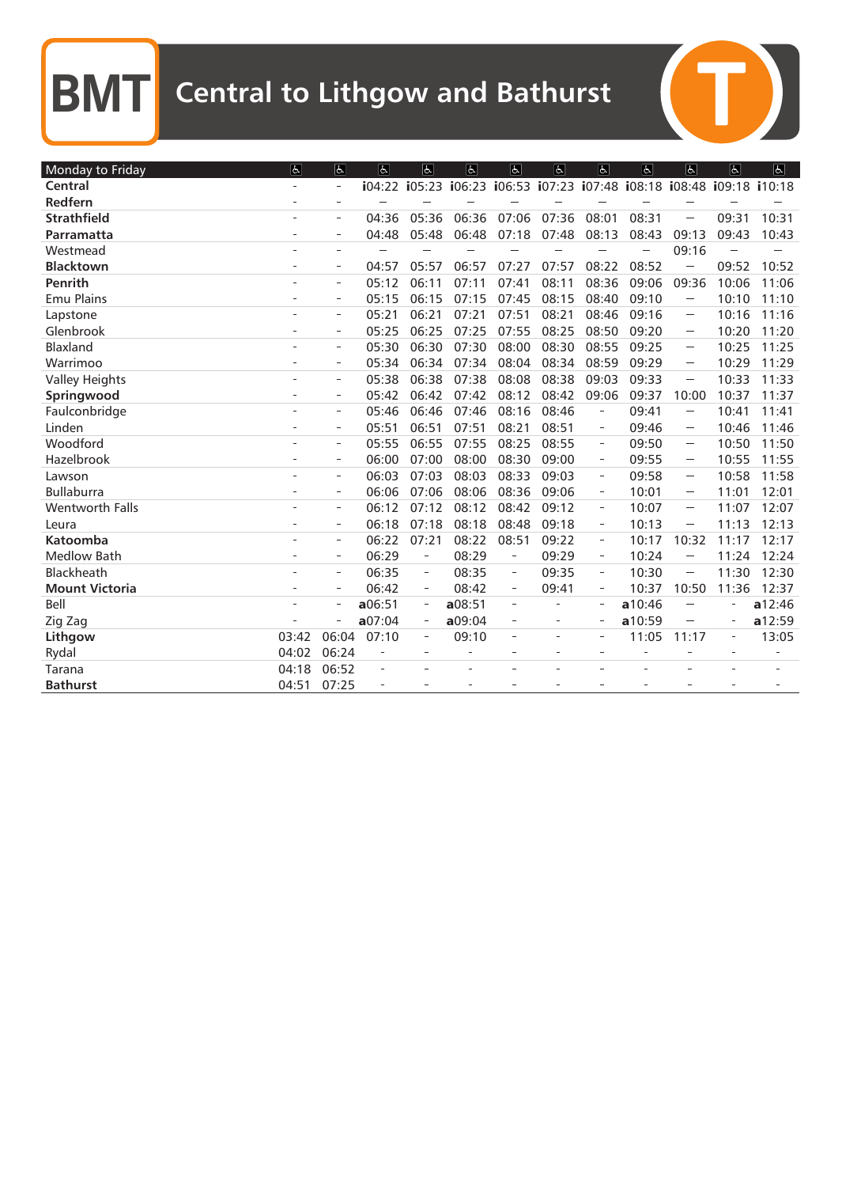# BMT Central to Lithgow and Bathurst

| Monday to Friday | ♿ | ♿ | ♿ | ♿ | ♿ | ♿ | ♿ | ♿ | ♿ | ♿ | ♿ | ♿ |
|---|---|---|---|---|---|---|---|---|---|---|---|---|
| **Central** | - | - | i04:22 | i05:23 | i06:23 | i06:53 | i07:23 | i07:48 | i08:18 | i08:48 | i09:18 | i10:18 |
| **Redfern** | - | - | – | – | – | – | – | – | – | – | – | – |
| **Strathfield** | - | - | 04:36 | 05:36 | 06:36 | 07:06 | 07:36 | 08:01 | 08:31 | – | 09:31 | 10:31 |
| **Parramatta** | - | - | 04:48 | 05:48 | 06:48 | 07:18 | 07:48 | 08:13 | 08:43 | 09:13 | 09:43 | 10:43 |
| Westmead | - | - | – | – | – | – | – | – | – | 09:16 | – | – |
| **Blacktown** | - | - | 04:57 | 05:57 | 06:57 | 07:27 | 07:57 | 08:22 | 08:52 | – | 09:52 | 10:52 |
| **Penrith** | - | - | 05:12 | 06:11 | 07:11 | 07:41 | 08:11 | 08:36 | 09:06 | 09:36 | 10:06 | 11:06 |
| Emu Plains | - | - | 05:15 | 06:15 | 07:15 | 07:45 | 08:15 | 08:40 | 09:10 | – | 10:10 | 11:10 |
| Lapstone | - | - | 05:21 | 06:21 | 07:21 | 07:51 | 08:21 | 08:46 | 09:16 | – | 10:16 | 11:16 |
| Glenbrook | - | - | 05:25 | 06:25 | 07:25 | 07:55 | 08:25 | 08:50 | 09:20 | – | 10:20 | 11:20 |
| Blaxland | - | - | 05:30 | 06:30 | 07:30 | 08:00 | 08:30 | 08:55 | 09:25 | – | 10:25 | 11:25 |
| Warrimoo | - | - | 05:34 | 06:34 | 07:34 | 08:04 | 08:34 | 08:59 | 09:29 | – | 10:29 | 11:29 |
| Valley Heights | - | - | 05:38 | 06:38 | 07:38 | 08:08 | 08:38 | 09:03 | 09:33 | – | 10:33 | 11:33 |
| **Springwood** | - | - | 05:42 | 06:42 | 07:42 | 08:12 | 08:42 | 09:06 | 09:37 | 10:00 | 10:37 | 11:37 |
| Faulconbridge | - | - | 05:46 | 06:46 | 07:46 | 08:16 | 08:46 | - | 09:41 | – | 10:41 | 11:41 |
| Linden | - | - | 05:51 | 06:51 | 07:51 | 08:21 | 08:51 | - | 09:46 | – | 10:46 | 11:46 |
| Woodford | - | - | 05:55 | 06:55 | 07:55 | 08:25 | 08:55 | - | 09:50 | – | 10:50 | 11:50 |
| Hazelbrook | - | - | 06:00 | 07:00 | 08:00 | 08:30 | 09:00 | - | 09:55 | – | 10:55 | 11:55 |
| Lawson | - | - | 06:03 | 07:03 | 08:03 | 08:33 | 09:03 | - | 09:58 | – | 10:58 | 11:58 |
| Bullaburra | - | - | 06:06 | 07:06 | 08:06 | 08:36 | 09:06 | - | 10:01 | – | 11:01 | 12:01 |
| Wentworth Falls | - | - | 06:12 | 07:12 | 08:12 | 08:42 | 09:12 | - | 10:07 | – | 11:07 | 12:07 |
| Leura | - | - | 06:18 | 07:18 | 08:18 | 08:48 | 09:18 | - | 10:13 | – | 11:13 | 12:13 |
| **Katoomba** | - | - | 06:22 | 07:21 | 08:22 | 08:51 | 09:22 | - | 10:17 | 10:32 | 11:17 | 12:17 |
| Medlow Bath | - | - | 06:29 | - | 08:29 | - | 09:29 | - | 10:24 | – | 11:24 | 12:24 |
| Blackheath | - | - | 06:35 | - | 08:35 | - | 09:35 | - | 10:30 | – | 11:30 | 12:30 |
| **Mount Victoria** | - | - | 06:42 | - | 08:42 | - | 09:41 | - | 10:37 | 10:50 | 11:36 | 12:37 |
| Bell | - | - | a06:51 | - | a08:51 | - | - | - | a10:46 | – | - | a12:46 |
| Zig Zag | - | - | a07:04 | - | a09:04 | - | - | - | a10:59 | – | - | a12:59 |
| **Lithgow** | 03:42 | 06:04 | 07:10 | - | 09:10 | - | - | - | 11:05 | 11:17 | - | 13:05 |
| Rydal | 04:02 | 06:24 | - | - | - | - | - | - | - | - | - | - |
| Tarana | 04:18 | 06:52 | - | - | - | - | - | - | - | - | - | - |
| **Bathurst** | 04:51 | 07:25 | - | - | - | - | - | - | - | - | - | - |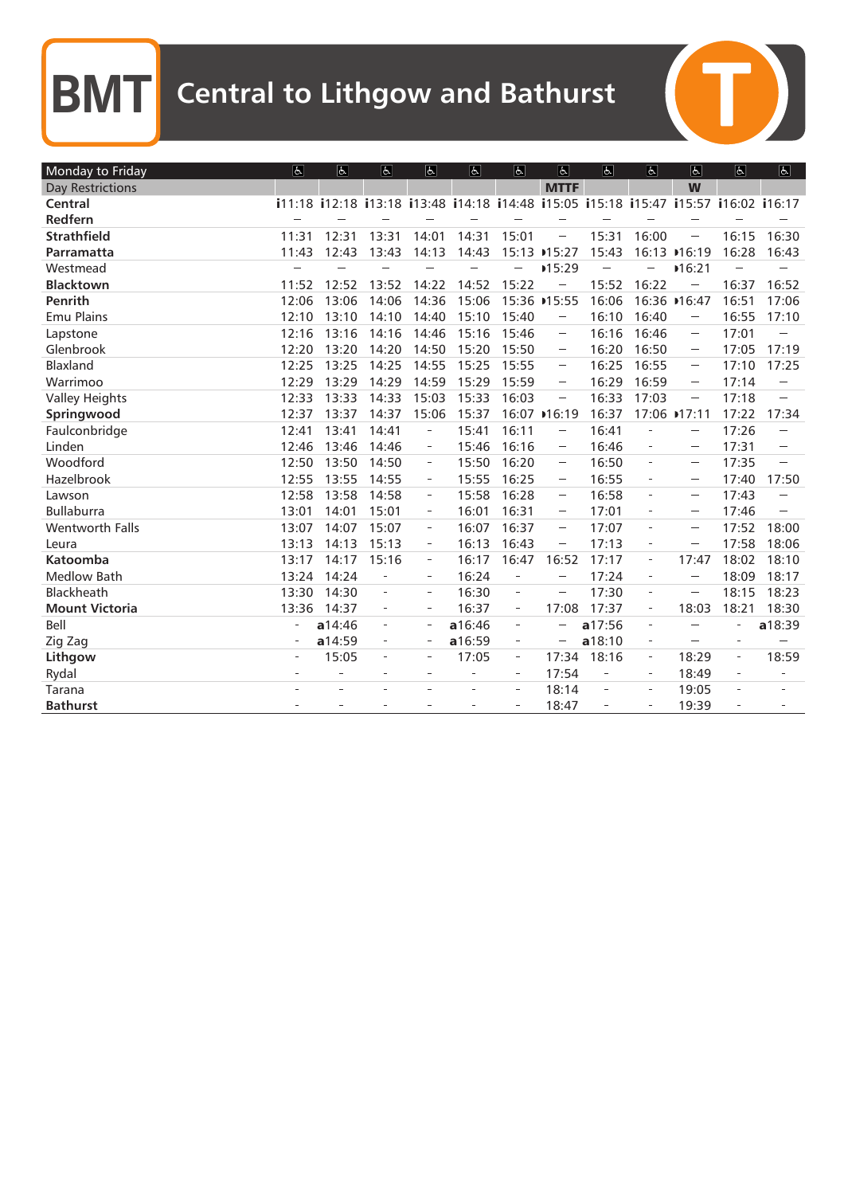# BMT Central to Lithgow and Bathurst

| Monday to Friday | ♿ | ♿ | ♿ | ♿ | ♿ | ♿ | ♿ | ♿ | ♿ | ♿ | ♿ | ♿ |
|---|---|---|---|---|---|---|---|---|---|---|---|---|
| Day Restrictions | | | | | | | MTTF | | | W | | |
| **Central** | i11:18 | i12:18 | i13:18 | i13:48 | i14:18 | i14:48 | i15:05 | i15:18 | i15:47 | i15:57 | i16:02 | i16:17 |
| **Redfern** | – | – | – | – | – | – | – | – | – | – | – | – |
| **Strathfield** | 11:31 | 12:31 | 13:31 | 14:01 | 14:31 | 15:01 | – | 15:31 | 16:00 | – | 16:15 | 16:30 |
| **Parramatta** | 11:43 | 12:43 | 13:43 | 14:13 | 14:43 | 15:13 | ▸15:27 | 15:43 | 16:13 | ▸16:19 | 16:28 | 16:43 |
| Westmead | – | – | – | – | – | – | ▸15:29 | – | – | ▸16:21 | – | – |
| **Blacktown** | 11:52 | 12:52 | 13:52 | 14:22 | 14:52 | 15:22 | – | 15:52 | 16:22 | – | 16:37 | 16:52 |
| **Penrith** | 12:06 | 13:06 | 14:06 | 14:36 | 15:06 | 15:36 | ▸15:55 | 16:06 | 16:36 | ▸16:47 | 16:51 | 17:06 |
| Emu Plains | 12:10 | 13:10 | 14:10 | 14:40 | 15:10 | 15:40 | – | 16:10 | 16:40 | – | 16:55 | 17:10 |
| Lapstone | 12:16 | 13:16 | 14:16 | 14:46 | 15:16 | 15:46 | – | 16:16 | 16:46 | – | 17:01 | – |
| Glenbrook | 12:20 | 13:20 | 14:20 | 14:50 | 15:20 | 15:50 | – | 16:20 | 16:50 | – | 17:05 | 17:19 |
| Blaxland | 12:25 | 13:25 | 14:25 | 14:55 | 15:25 | 15:55 | – | 16:25 | 16:55 | – | 17:10 | 17:25 |
| Warrimoo | 12:29 | 13:29 | 14:29 | 14:59 | 15:29 | 15:59 | – | 16:29 | 16:59 | – | 17:14 | – |
| Valley Heights | 12:33 | 13:33 | 14:33 | 15:03 | 15:33 | 16:03 | – | 16:33 | 17:03 | – | 17:18 | – |
| **Springwood** | 12:37 | 13:37 | 14:37 | 15:06 | 15:37 | 16:07 | ▸16:19 | 16:37 | 17:06 | ▸17:11 | 17:22 | 17:34 |
| Faulconbridge | 12:41 | 13:41 | 14:41 | - | 15:41 | 16:11 | – | 16:41 | - | – | 17:26 | – |
| Linden | 12:46 | 13:46 | 14:46 | - | 15:46 | 16:16 | – | 16:46 | - | – | 17:31 | – |
| Woodford | 12:50 | 13:50 | 14:50 | - | 15:50 | 16:20 | – | 16:50 | - | – | 17:35 | – |
| Hazelbrook | 12:55 | 13:55 | 14:55 | - | 15:55 | 16:25 | – | 16:55 | - | – | 17:40 | 17:50 |
| Lawson | 12:58 | 13:58 | 14:58 | - | 15:58 | 16:28 | – | 16:58 | - | – | 17:43 | – |
| Bullaburra | 13:01 | 14:01 | 15:01 | - | 16:01 | 16:31 | – | 17:01 | - | – | 17:46 | – |
| Wentworth Falls | 13:07 | 14:07 | 15:07 | - | 16:07 | 16:37 | – | 17:07 | - | – | 17:52 | 18:00 |
| Leura | 13:13 | 14:13 | 15:13 | - | 16:13 | 16:43 | – | 17:13 | - | – | 17:58 | 18:06 |
| **Katoomba** | 13:17 | 14:17 | 15:16 | - | 16:17 | 16:47 | 16:52 | 17:17 | - | 17:47 | 18:02 | 18:10 |
| Medlow Bath | 13:24 | 14:24 | - | - | 16:24 | - | – | 17:24 | - | – | 18:09 | 18:17 |
| Blackheath | 13:30 | 14:30 | - | - | 16:30 | - | – | 17:30 | - | – | 18:15 | 18:23 |
| **Mount Victoria** | 13:36 | 14:37 | - | - | 16:37 | - | 17:08 | 17:37 | - | 18:03 | 18:21 | 18:30 |
| Bell | - | a14:46 | - | - | a16:46 | - | – | a17:56 | - | – | - | a18:39 |
| Zig Zag | - | a14:59 | - | - | a16:59 | - | – | a18:10 | - | – | - | – |
| **Lithgow** | - | 15:05 | - | - | 17:05 | - | 17:34 | 18:16 | - | 18:29 | - | 18:59 |
| Rydal | - | - | - | - | - | - | 17:54 | - | - | 18:49 | - | - |
| Tarana | - | - | - | - | - | - | 18:14 | - | - | 19:05 | - | - |
| **Bathurst** | - | - | - | - | - | - | 18:47 | - | - | 19:39 | - | - |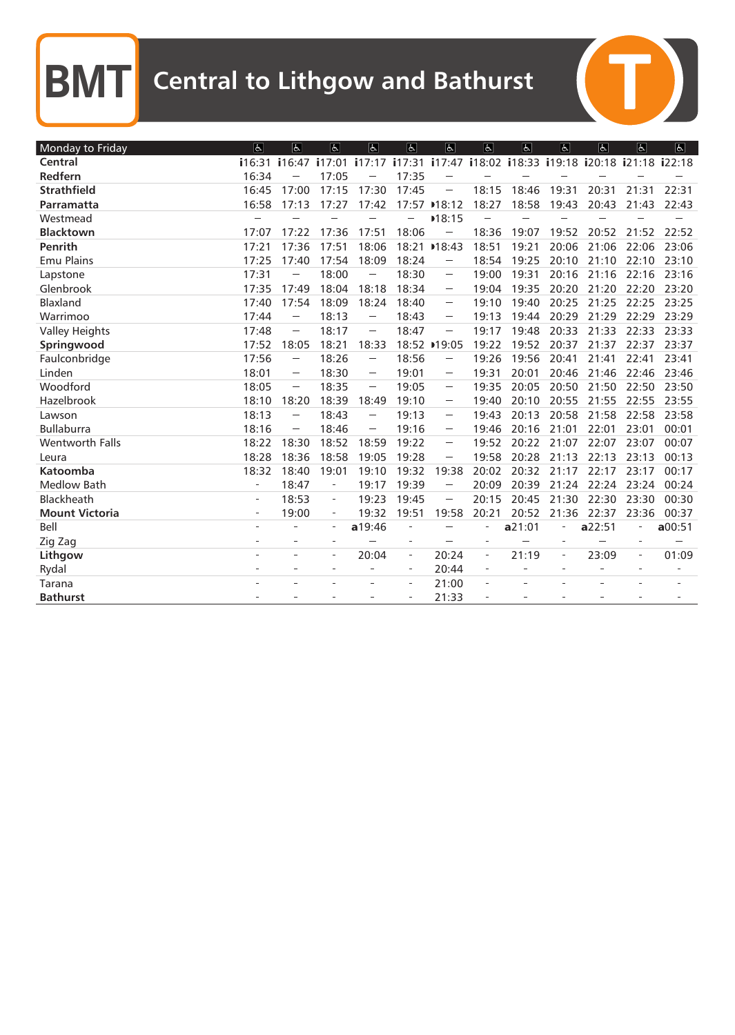# BMT Central to Lithgow and Bathurst

| Monday to Friday | ♿ | ♿ | ♿ | ♿ | ♿ | ♿ | ♿ | ♿ | ♿ | ♿ | ♿ | ♿ |
|---|---|---|---|---|---|---|---|---|---|---|---|---|
| **Central** | i16:31 | i16:47 | i17:01 | i17:17 | i17:31 | i17:47 | i18:02 | i18:33 | i19:18 | i20:18 | i21:18 | i22:18 |
| **Redfern** | 16:34 | – | 17:05 | – | 17:35 | – | – | – | – | – | – | – |
| **Strathfield** | 16:45 | 17:00 | 17:15 | 17:30 | 17:45 | – | 18:15 | 18:46 | 19:31 | 20:31 | 21:31 | 22:31 |
| **Parramatta** | 16:58 | 17:13 | 17:27 | 17:42 | 17:57 | ▸18:12 | 18:27 | 18:58 | 19:43 | 20:43 | 21:43 | 22:43 |
| Westmead | – | – | – | – | – | ▸18:15 | – | – | – | – | – | – |
| **Blacktown** | 17:07 | 17:22 | 17:36 | 17:51 | 18:06 | – | 18:36 | 19:07 | 19:52 | 20:52 | 21:52 | 22:52 |
| **Penrith** | 17:21 | 17:36 | 17:51 | 18:06 | 18:21 | ▸18:43 | 18:51 | 19:21 | 20:06 | 21:06 | 22:06 | 23:06 |
| Emu Plains | 17:25 | 17:40 | 17:54 | 18:09 | 18:24 | – | 18:54 | 19:25 | 20:10 | 21:10 | 22:10 | 23:10 |
| Lapstone | 17:31 | – | 18:00 | – | 18:30 | – | 19:00 | 19:31 | 20:16 | 21:16 | 22:16 | 23:16 |
| Glenbrook | 17:35 | 17:49 | 18:04 | 18:18 | 18:34 | – | 19:04 | 19:35 | 20:20 | 21:20 | 22:20 | 23:20 |
| Blaxland | 17:40 | 17:54 | 18:09 | 18:24 | 18:40 | – | 19:10 | 19:40 | 20:25 | 21:25 | 22:25 | 23:25 |
| Warrimoo | 17:44 | – | 18:13 | – | 18:43 | – | 19:13 | 19:44 | 20:29 | 21:29 | 22:29 | 23:29 |
| Valley Heights | 17:48 | – | 18:17 | – | 18:47 | – | 19:17 | 19:48 | 20:33 | 21:33 | 22:33 | 23:33 |
| **Springwood** | 17:52 | 18:05 | 18:21 | 18:33 | 18:52 | ▸19:05 | 19:22 | 19:52 | 20:37 | 21:37 | 22:37 | 23:37 |
| Faulconbridge | 17:56 | – | 18:26 | – | 18:56 | – | 19:26 | 19:56 | 20:41 | 21:41 | 22:41 | 23:41 |
| Linden | 18:01 | – | 18:30 | – | 19:01 | – | 19:31 | 20:01 | 20:46 | 21:46 | 22:46 | 23:46 |
| Woodford | 18:05 | – | 18:35 | – | 19:05 | – | 19:35 | 20:05 | 20:50 | 21:50 | 22:50 | 23:50 |
| Hazelbrook | 18:10 | 18:20 | 18:39 | 18:49 | 19:10 | – | 19:40 | 20:10 | 20:55 | 21:55 | 22:55 | 23:55 |
| Lawson | 18:13 | – | 18:43 | – | 19:13 | – | 19:43 | 20:13 | 20:58 | 21:58 | 22:58 | 23:58 |
| Bullaburra | 18:16 | – | 18:46 | – | 19:16 | – | 19:46 | 20:16 | 21:01 | 22:01 | 23:01 | 00:01 |
| Wentworth Falls | 18:22 | 18:30 | 18:52 | 18:59 | 19:22 | – | 19:52 | 20:22 | 21:07 | 22:07 | 23:07 | 00:07 |
| Leura | 18:28 | 18:36 | 18:58 | 19:05 | 19:28 | – | 19:58 | 20:28 | 21:13 | 22:13 | 23:13 | 00:13 |
| **Katoomba** | 18:32 | 18:40 | 19:01 | 19:10 | 19:32 | 19:38 | 20:02 | 20:32 | 21:17 | 22:17 | 23:17 | 00:17 |
| Medlow Bath | - | 18:47 | - | 19:17 | 19:39 | – | 20:09 | 20:39 | 21:24 | 22:24 | 23:24 | 00:24 |
| Blackheath | - | 18:53 | - | 19:23 | 19:45 | – | 20:15 | 20:45 | 21:30 | 22:30 | 23:30 | 00:30 |
| **Mount Victoria** | - | 19:00 | - | 19:32 | 19:51 | 19:58 | 20:21 | 20:52 | 21:36 | 22:37 | 23:36 | 00:37 |
| Bell | - | - | - | a19:46 | - | – | - | a21:01 | - | a22:51 | - | a00:51 |
| Zig Zag | - | - | - | – | - | – | - | – | - | – | - | – |
| **Lithgow** | - | - | - | 20:04 | - | 20:24 | - | 21:19 | - | 23:09 | - | 01:09 |
| Rydal | - | - | - | - | - | 20:44 | - | - | - | - | - | - |
| Tarana | - | - | - | - | - | 21:00 | - | - | - | - | - | - |
| **Bathurst** | - | - | - | - | - | 21:33 | - | - | - | - | - | - |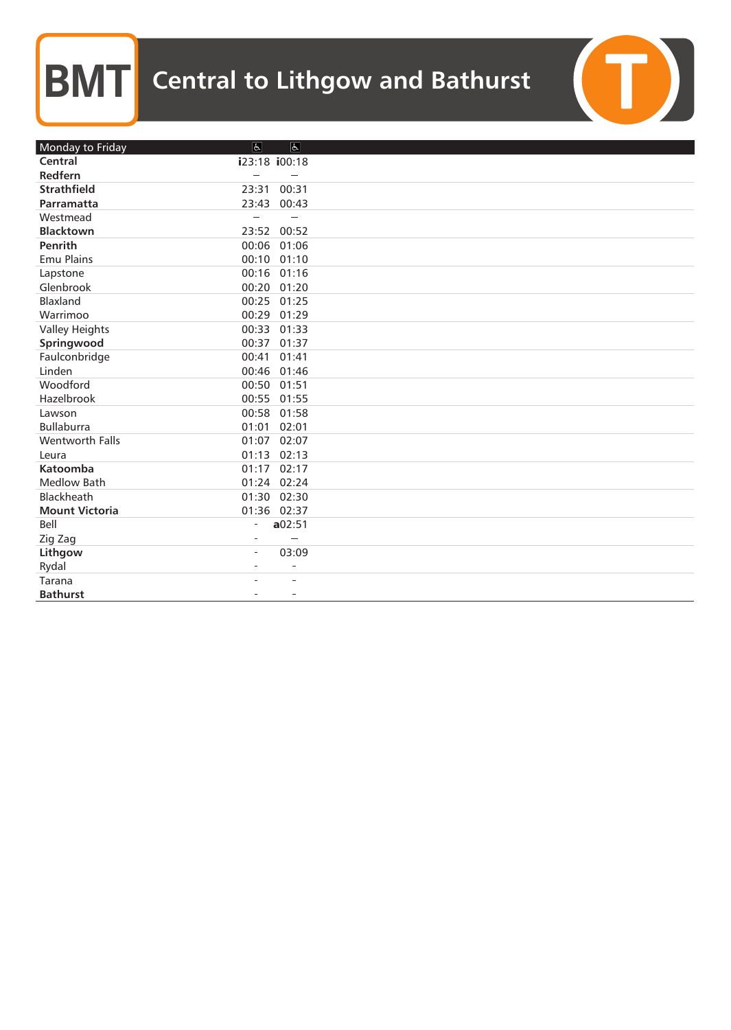# BMT Central to Lithgow and Bathurst

| Monday to Friday | ♿ | ♿ |
|---|---|---|
| **Central** | i23:18 | i00:18 |
| **Redfern** | – | – |
| **Strathfield** | 23:31 | 00:31 |
| **Parramatta** | 23:43 | 00:43 |
| Westmead | – | – |
| **Blacktown** | 23:52 | 00:52 |
| **Penrith** | 00:06 | 01:06 |
| Emu Plains | 00:10 | 01:10 |
| Lapstone | 00:16 | 01:16 |
| Glenbrook | 00:20 | 01:20 |
| Blaxland | 00:25 | 01:25 |
| Warrimoo | 00:29 | 01:29 |
| Valley Heights | 00:33 | 01:33 |
| **Springwood** | 00:37 | 01:37 |
| Faulconbridge | 00:41 | 01:41 |
| Linden | 00:46 | 01:46 |
| Woodford | 00:50 | 01:51 |
| Hazelbrook | 00:55 | 01:55 |
| Lawson | 00:58 | 01:58 |
| Bullaburra | 01:01 | 02:01 |
| Wentworth Falls | 01:07 | 02:07 |
| Leura | 01:13 | 02:13 |
| **Katoomba** | 01:17 | 02:17 |
| Medlow Bath | 01:24 | 02:24 |
| Blackheath | 01:30 | 02:30 |
| **Mount Victoria** | 01:36 | 02:37 |
| Bell | - | a02:51 |
| Zig Zag | - | – |
| **Lithgow** | - | 03:09 |
| Rydal | - | - |
| Tarana | - | - |
| **Bathurst** | - | - |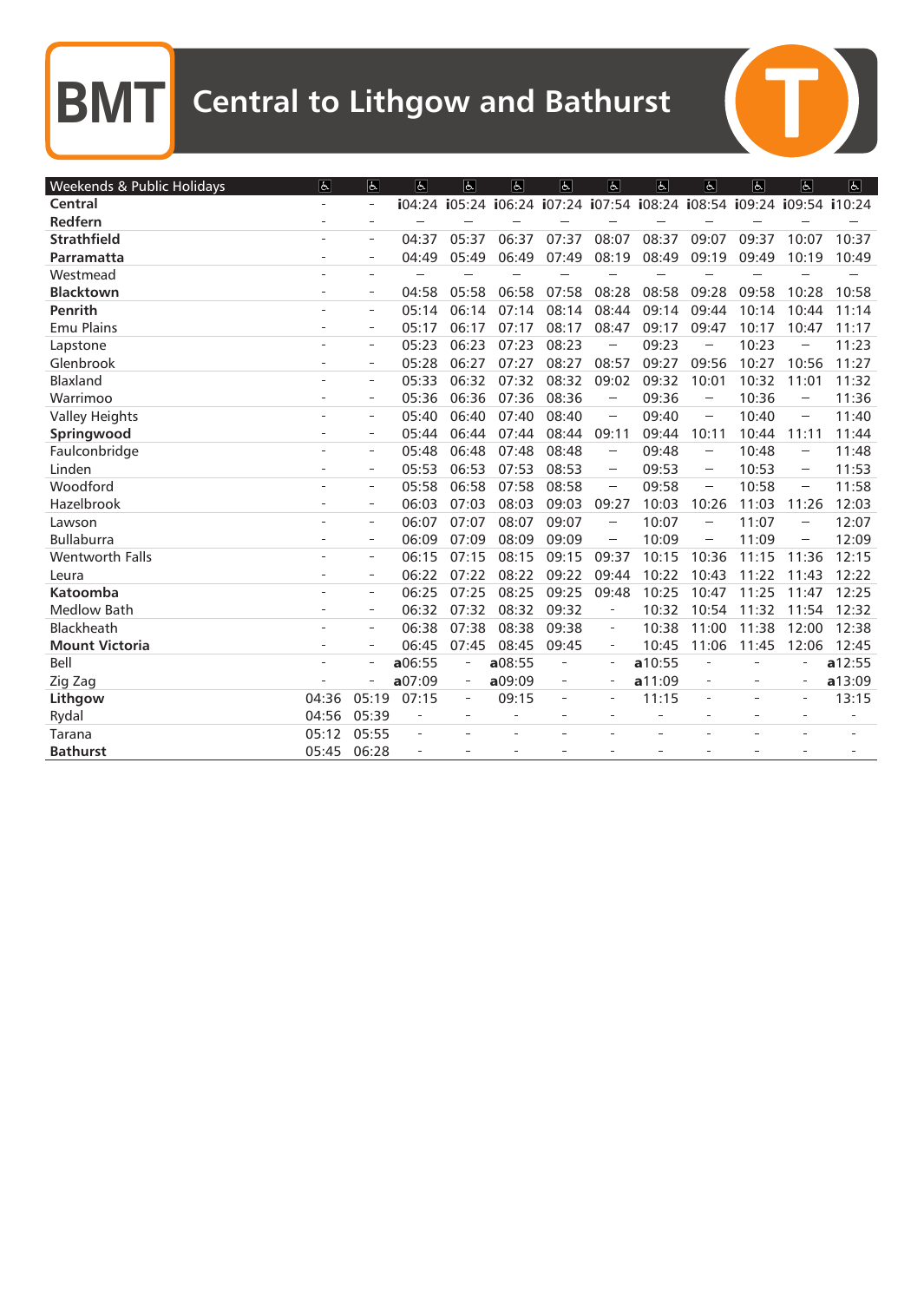# BMT Central to Lithgow and Bathurst

| Weekends & Public Holidays | ♿ | ♿ | ♿ | ♿ | ♿ | ♿ | ♿ | ♿ | ♿ | ♿ | ♿ | ♿ |
|---|---|---|---|---|---|---|---|---|---|---|---|---|
| **Central** | - | - | i04:24 | i05:24 | i06:24 | i07:24 | i07:54 | i08:24 | i08:54 | i09:24 | i09:54 | i10:24 |
| **Redfern** | - | - | – | – | – | – | – | – | – | – | – | – |
| **Strathfield** | - | - | 04:37 | 05:37 | 06:37 | 07:37 | 08:07 | 08:37 | 09:07 | 09:37 | 10:07 | 10:37 |
| **Parramatta** | - | - | 04:49 | 05:49 | 06:49 | 07:49 | 08:19 | 08:49 | 09:19 | 09:49 | 10:19 | 10:49 |
| Westmead | - | - | – | – | – | – | – | – | – | – | – | – |
| **Blacktown** | - | - | 04:58 | 05:58 | 06:58 | 07:58 | 08:28 | 08:58 | 09:28 | 09:58 | 10:28 | 10:58 |
| **Penrith** | - | - | 05:14 | 06:14 | 07:14 | 08:14 | 08:44 | 09:14 | 09:44 | 10:14 | 10:44 | 11:14 |
| Emu Plains | - | - | 05:17 | 06:17 | 07:17 | 08:17 | 08:47 | 09:17 | 09:47 | 10:17 | 10:47 | 11:17 |
| Lapstone | - | - | 05:23 | 06:23 | 07:23 | 08:23 | – | 09:23 | – | 10:23 | – | 11:23 |
| Glenbrook | - | - | 05:28 | 06:27 | 07:27 | 08:27 | 08:57 | 09:27 | 09:56 | 10:27 | 10:56 | 11:27 |
| Blaxland | - | - | 05:33 | 06:32 | 07:32 | 08:32 | 09:02 | 09:32 | 10:01 | 10:32 | 11:01 | 11:32 |
| Warrimoo | - | - | 05:36 | 06:36 | 07:36 | 08:36 | – | 09:36 | – | 10:36 | – | 11:36 |
| Valley Heights | - | - | 05:40 | 06:40 | 07:40 | 08:40 | – | 09:40 | – | 10:40 | – | 11:40 |
| **Springwood** | - | - | 05:44 | 06:44 | 07:44 | 08:44 | 09:11 | 09:44 | 10:11 | 10:44 | 11:11 | 11:44 |
| Faulconbridge | - | - | 05:48 | 06:48 | 07:48 | 08:48 | – | 09:48 | – | 10:48 | – | 11:48 |
| Linden | - | - | 05:53 | 06:53 | 07:53 | 08:53 | – | 09:53 | – | 10:53 | – | 11:53 |
| Woodford | - | - | 05:58 | 06:58 | 07:58 | 08:58 | – | 09:58 | – | 10:58 | – | 11:58 |
| Hazelbrook | - | - | 06:03 | 07:03 | 08:03 | 09:03 | 09:27 | 10:03 | 10:26 | 11:03 | 11:26 | 12:03 |
| Lawson | - | - | 06:07 | 07:07 | 08:07 | 09:07 | – | 10:07 | – | 11:07 | – | 12:07 |
| Bullaburra | - | - | 06:09 | 07:09 | 08:09 | 09:09 | – | 10:09 | – | 11:09 | – | 12:09 |
| Wentworth Falls | - | - | 06:15 | 07:15 | 08:15 | 09:15 | 09:37 | 10:15 | 10:36 | 11:15 | 11:36 | 12:15 |
| Leura | - | - | 06:22 | 07:22 | 08:22 | 09:22 | 09:44 | 10:22 | 10:43 | 11:22 | 11:43 | 12:22 |
| **Katoomba** | - | - | 06:25 | 07:25 | 08:25 | 09:25 | 09:48 | 10:25 | 10:47 | 11:25 | 11:47 | 12:25 |
| Medlow Bath | - | - | 06:32 | 07:32 | 08:32 | 09:32 | - | 10:32 | 10:54 | 11:32 | 11:54 | 12:32 |
| Blackheath | - | - | 06:38 | 07:38 | 08:38 | 09:38 | - | 10:38 | 11:00 | 11:38 | 12:00 | 12:38 |
| **Mount Victoria** | - | - | 06:45 | 07:45 | 08:45 | 09:45 | - | 10:45 | 11:06 | 11:45 | 12:06 | 12:45 |
| Bell | - | - | a06:55 | - | a08:55 | - | - | a10:55 | - | - | - | a12:55 |
| Zig Zag | - | - | a07:09 | - | a09:09 | - | - | a11:09 | - | - | - | a13:09 |
| **Lithgow** | 04:36 | 05:19 | 07:15 | - | 09:15 | - | - | 11:15 | - | - | - | 13:15 |
| Rydal | 04:56 | 05:39 | - | - | - | - | - | - | - | - | - | - |
| Tarana | 05:12 | 05:55 | - | - | - | - | - | - | - | - | - | - |
| **Bathurst** | 05:45 | 06:28 | - | - | - | - | - | - | - | - | - | - |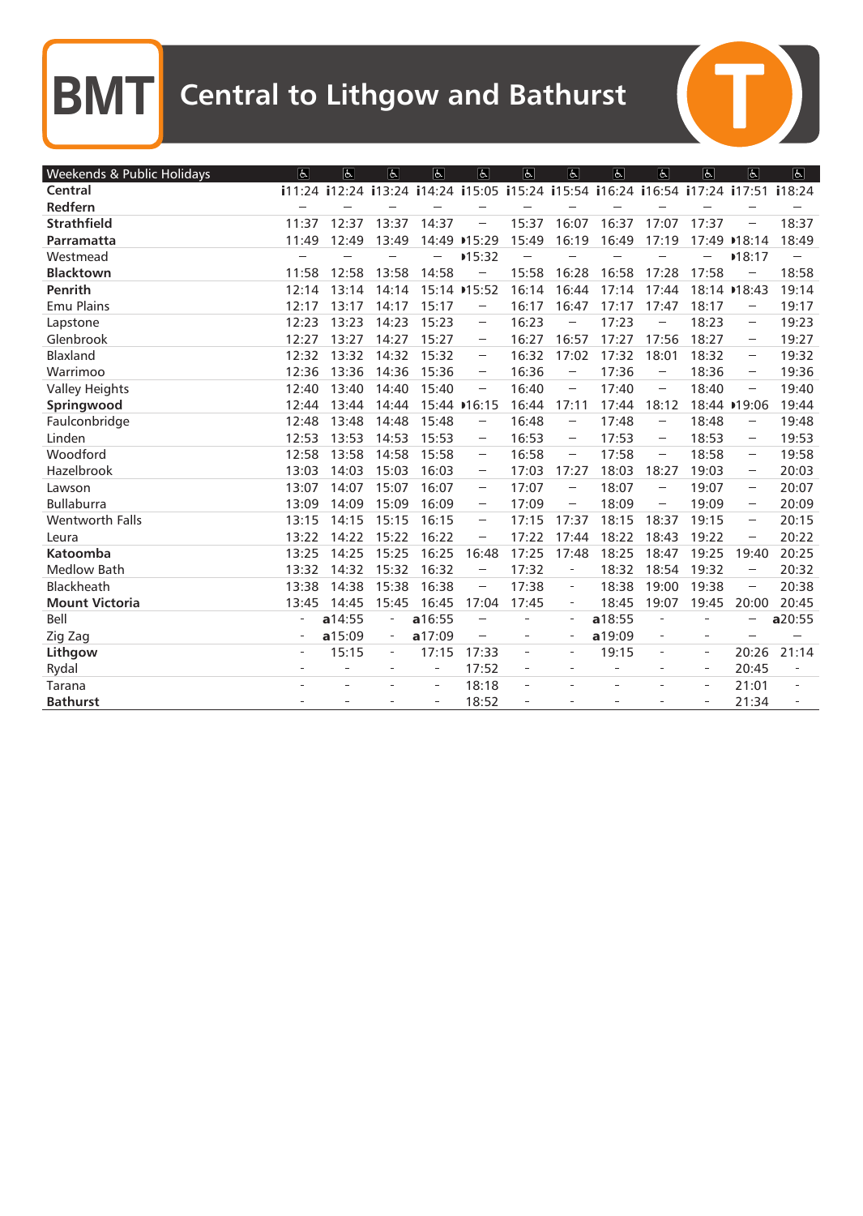# BMT Central to Lithgow and Bathurst

| Weekends & Public Holidays | ♿ | ♿ | ♿ | ♿ | ♿ | ♿ | ♿ | ♿ | ♿ | ♿ | ♿ | ♿ |
|---|---|---|---|---|---|---|---|---|---|---|---|---|
| **Central** | i11:24 | i12:24 | i13:24 | i14:24 | i15:05 | i15:24 | i15:54 | i16:24 | i16:54 | i17:24 | i17:51 | i18:24 |
| **Redfern** | – | – | – | – | – | – | – | – | – | – | – | – |
| **Strathfield** | 11:37 | 12:37 | 13:37 | 14:37 | – | 15:37 | 16:07 | 16:37 | 17:07 | 17:37 | – | 18:37 |
| **Parramatta** | 11:49 | 12:49 | 13:49 | 14:49 | ▸15:29 | 15:49 | 16:19 | 16:49 | 17:19 | 17:49 | ▸18:14 | 18:49 |
| Westmead | – | – | – | – | ▸15:32 | – | – | – | – | – | ▸18:17 | – |
| **Blacktown** | 11:58 | 12:58 | 13:58 | 14:58 | – | 15:58 | 16:28 | 16:58 | 17:28 | 17:58 | – | 18:58 |
| **Penrith** | 12:14 | 13:14 | 14:14 | 15:14 | ▸15:52 | 16:14 | 16:44 | 17:14 | 17:44 | 18:14 | ▸18:43 | 19:14 |
| Emu Plains | 12:17 | 13:17 | 14:17 | 15:17 | – | 16:17 | 16:47 | 17:17 | 17:47 | 18:17 | – | 19:17 |
| Lapstone | 12:23 | 13:23 | 14:23 | 15:23 | – | 16:23 | – | 17:23 | – | 18:23 | – | 19:23 |
| Glenbrook | 12:27 | 13:27 | 14:27 | 15:27 | – | 16:27 | 16:57 | 17:27 | 17:56 | 18:27 | – | 19:27 |
| Blaxland | 12:32 | 13:32 | 14:32 | 15:32 | – | 16:32 | 17:02 | 17:32 | 18:01 | 18:32 | – | 19:32 |
| Warrimoo | 12:36 | 13:36 | 14:36 | 15:36 | – | 16:36 | – | 17:36 | – | 18:36 | – | 19:36 |
| Valley Heights | 12:40 | 13:40 | 14:40 | 15:40 | – | 16:40 | – | 17:40 | – | 18:40 | – | 19:40 |
| **Springwood** | 12:44 | 13:44 | 14:44 | 15:44 | ▸16:15 | 16:44 | 17:11 | 17:44 | 18:12 | 18:44 | ▸19:06 | 19:44 |
| Faulconbridge | 12:48 | 13:48 | 14:48 | 15:48 | – | 16:48 | – | 17:48 | – | 18:48 | – | 19:48 |
| Linden | 12:53 | 13:53 | 14:53 | 15:53 | – | 16:53 | – | 17:53 | – | 18:53 | – | 19:53 |
| Woodford | 12:58 | 13:58 | 14:58 | 15:58 | – | 16:58 | – | 17:58 | – | 18:58 | – | 19:58 |
| Hazelbrook | 13:03 | 14:03 | 15:03 | 16:03 | – | 17:03 | 17:27 | 18:03 | 18:27 | 19:03 | – | 20:03 |
| Lawson | 13:07 | 14:07 | 15:07 | 16:07 | – | 17:07 | – | 18:07 | – | 19:07 | – | 20:07 |
| Bullaburra | 13:09 | 14:09 | 15:09 | 16:09 | – | 17:09 | – | 18:09 | – | 19:09 | – | 20:09 |
| Wentworth Falls | 13:15 | 14:15 | 15:15 | 16:15 | – | 17:15 | 17:37 | 18:15 | 18:37 | 19:15 | – | 20:15 |
| Leura | 13:22 | 14:22 | 15:22 | 16:22 | – | 17:22 | 17:44 | 18:22 | 18:43 | 19:22 | – | 20:22 |
| **Katoomba** | 13:25 | 14:25 | 15:25 | 16:25 | 16:48 | 17:25 | 17:48 | 18:25 | 18:47 | 19:25 | 19:40 | 20:25 |
| Medlow Bath | 13:32 | 14:32 | 15:32 | 16:32 | – | 17:32 | - | 18:32 | 18:54 | 19:32 | – | 20:32 |
| Blackheath | 13:38 | 14:38 | 15:38 | 16:38 | – | 17:38 | - | 18:38 | 19:00 | 19:38 | – | 20:38 |
| **Mount Victoria** | 13:45 | 14:45 | 15:45 | 16:45 | 17:04 | 17:45 | - | 18:45 | 19:07 | 19:45 | 20:00 | 20:45 |
| Bell | - | a14:55 | - | a16:55 | – | - | - | a18:55 | - | - | – | a20:55 |
| Zig Zag | - | a15:09 | - | a17:09 | – | - | - | a19:09 | - | - | – | – |
| **Lithgow** | - | 15:15 | - | 17:15 | 17:33 | - | - | 19:15 | - | - | 20:26 | 21:14 |
| Rydal | - | - | - | - | 17:52 | - | - | - | - | - | 20:45 | - |
| Tarana | - | - | - | - | 18:18 | - | - | - | - | - | 21:01 | - |
| **Bathurst** | - | - | - | - | 18:52 | - | - | - | - | - | 21:34 | - |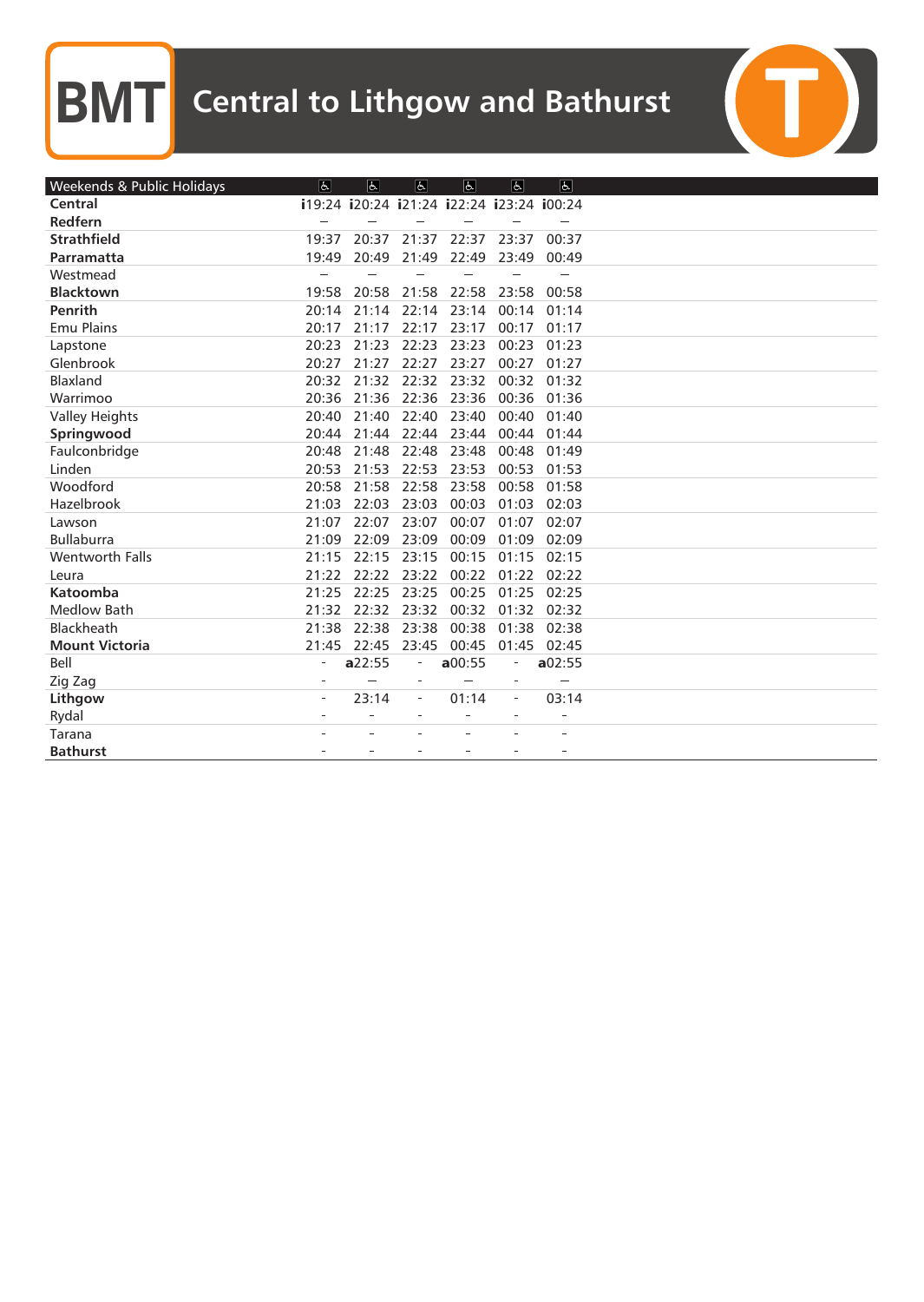# BMT Central to Lithgow and Bathurst

| Weekends & Public Holidays | ♿ | ♿ | ♿ | ♿ | ♿ | ♿ |
|---|---|---|---|---|---|---|
| **Central** | i19:24 | i20:24 | i21:24 | i22:24 | i23:24 | i00:24 |
| **Redfern** | – | – | – | – | – | – |
| **Strathfield** | 19:37 | 20:37 | 21:37 | 22:37 | 23:37 | 00:37 |
| **Parramatta** | 19:49 | 20:49 | 21:49 | 22:49 | 23:49 | 00:49 |
| Westmead | – | – | – | – | – | – |
| **Blacktown** | 19:58 | 20:58 | 21:58 | 22:58 | 23:58 | 00:58 |
| **Penrith** | 20:14 | 21:14 | 22:14 | 23:14 | 00:14 | 01:14 |
| Emu Plains | 20:17 | 21:17 | 22:17 | 23:17 | 00:17 | 01:17 |
| Lapstone | 20:23 | 21:23 | 22:23 | 23:23 | 00:23 | 01:23 |
| Glenbrook | 20:27 | 21:27 | 22:27 | 23:27 | 00:27 | 01:27 |
| Blaxland | 20:32 | 21:32 | 22:32 | 23:32 | 00:32 | 01:32 |
| Warrimoo | 20:36 | 21:36 | 22:36 | 23:36 | 00:36 | 01:36 |
| Valley Heights | 20:40 | 21:40 | 22:40 | 23:40 | 00:40 | 01:40 |
| **Springwood** | 20:44 | 21:44 | 22:44 | 23:44 | 00:44 | 01:44 |
| Faulconbridge | 20:48 | 21:48 | 22:48 | 23:48 | 00:48 | 01:49 |
| Linden | 20:53 | 21:53 | 22:53 | 23:53 | 00:53 | 01:53 |
| Woodford | 20:58 | 21:58 | 22:58 | 23:58 | 00:58 | 01:58 |
| Hazelbrook | 21:03 | 22:03 | 23:03 | 00:03 | 01:03 | 02:03 |
| Lawson | 21:07 | 22:07 | 23:07 | 00:07 | 01:07 | 02:07 |
| Bullaburra | 21:09 | 22:09 | 23:09 | 00:09 | 01:09 | 02:09 |
| Wentworth Falls | 21:15 | 22:15 | 23:15 | 00:15 | 01:15 | 02:15 |
| Leura | 21:22 | 22:22 | 23:22 | 00:22 | 01:22 | 02:22 |
| **Katoomba** | 21:25 | 22:25 | 23:25 | 00:25 | 01:25 | 02:25 |
| Medlow Bath | 21:32 | 22:32 | 23:32 | 00:32 | 01:32 | 02:32 |
| Blackheath | 21:38 | 22:38 | 23:38 | 00:38 | 01:38 | 02:38 |
| **Mount Victoria** | 21:45 | 22:45 | 23:45 | 00:45 | 01:45 | 02:45 |
| Bell | - | a22:55 | - | a00:55 | - | a02:55 |
| Zig Zag | - | – | - | – | - | – |
| **Lithgow** | - | 23:14 | - | 01:14 | - | 03:14 |
| Rydal | - | - | - | - | - | - |
| Tarana | - | - | - | - | - | - |
| **Bathurst** | - | - | - | - | - | - |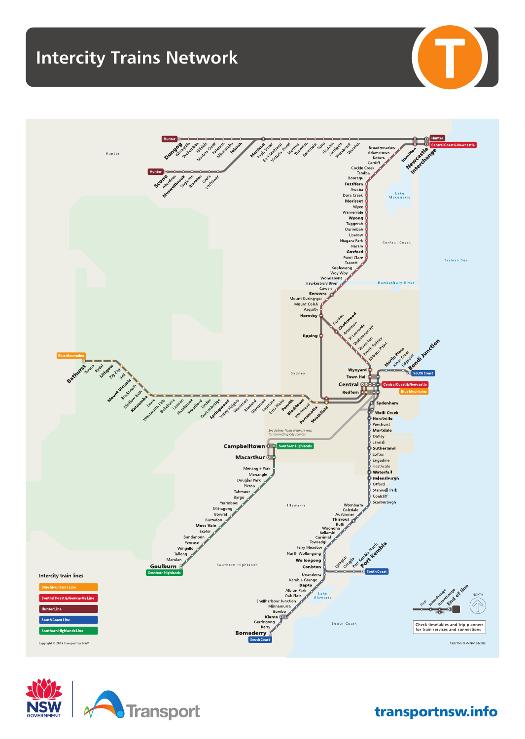# Intercity Trains Network

Hunter

Dungog, Wirragulla, Wallarobba, Hilldale, Martins Creek, Paterson, Mindaribba, Telarah, Maitland, High Street, East Maitland, Victoria Street, Metford, Thornton, Beresfield, Tarro, Hexham, Sandgate, Warabrook, Waratah, Broadmeadow, Adamstown, Kotara, Cardiff, Cockle Creek, Teralba, Booragul, Fassifern, Awaba, Dora Creek, Morisset, Wyee, Warnervale, Wyong, Tuggerah, Ourimbah, Lisarow, Niagara Park, Narara, Gosford, Point Clare, Tascott, Koolewong, Woy Woy, Wondabyne, Hawkesbury River, Cowan, Berowra, Mount Kuring-gai, Mount Colah, Asquith, Hornsby, Epping, Gordon, Chatswood, Artarmon, St Leonards, Wollstonecraft, Waverton, North Sydney, Milsons Point, Wynyard, Town Hall, Central, Redfern

Scone, Aberdeen, Muswellbrook, Singleton, Branxton, Greta, Lochinvar

Hamilton, Newcastle Interchange

Lake Macquarie

Central Coast

Tasman Sea

Hawkesbury River

Sydney

Martin Place, Kings Cross, Edgecliff, Bondi Junction

Bathurst, Tarana, Rydal, Lithgow, Zig Zag, Bell, Mount Victoria, Blackheath, Medlow Bath, Katoomba, Leura, Wentworth Falls, Bullaburra, Lawson, Hazelbrook, Woodford, Linden, Faulconbridge, Springwood, Valley Heights, Warrimoo, Blaxland, Glenbrook, Lapstone, Emu Plains, Penrith, Blacktown, Westmead, Parramatta, Strathfield

See Sydney Trains Network map for connecting City services

Sydenham, Wolli Creek, Hurstville, Penshurst, Mortdale, Oatley, Jannali, Sutherland, Loftus, Engadine, Heathcote, Waterfall, Helensburgh, Otford, Stanwell Park, Coalcliff, Scarborough, Wombarra, Coledale, Austinmer, Thirroul, Bulli, Woonona, Bellambi, Corrimal, Towradgi, Fairy Meadow, North Wollongong, Wollongong, Coniston, Unanderra, Kembla Grange, Dapto, Albion Park, Oak Flats, Shellharbour Junction, Minnamurra, Bombo, Kiama, Gerringong, Berry, Bomaderry

Lysaghts, Cringila, Port Kembla North, Port Kembla

Campbelltown, Macarthur, Menangle Park, Menangle, Douglas Park, Picton, Tahmoor, Bargo, Yerrinbool, Mittagong, Bowral, Burradoo, Moss Vale, Exeter, Bundanoon, Penrose, Wingello, Tallong, Marulan, Goulburn

Illawarra

Southern Highlands

Lake Illawarra

South Coast

Hunter | Central Coast & Newcastle | Blue Mountains | South Coast | Southern Highlands

Stop, Interchange, Interchange, End of line

NORTH

Check timetables and trip planners for train services and connections

Intercity train lines

- Blue Mountains Line
- Central Coast & Newcastle Line
- Hunter Line
- South Coast Line
- Southern Highlands Line

Copyright © 2019 Transport for NSW

1907TM-FF-MTB-180x205

NSW GOVERNMENT | Transport

transportnsw.info